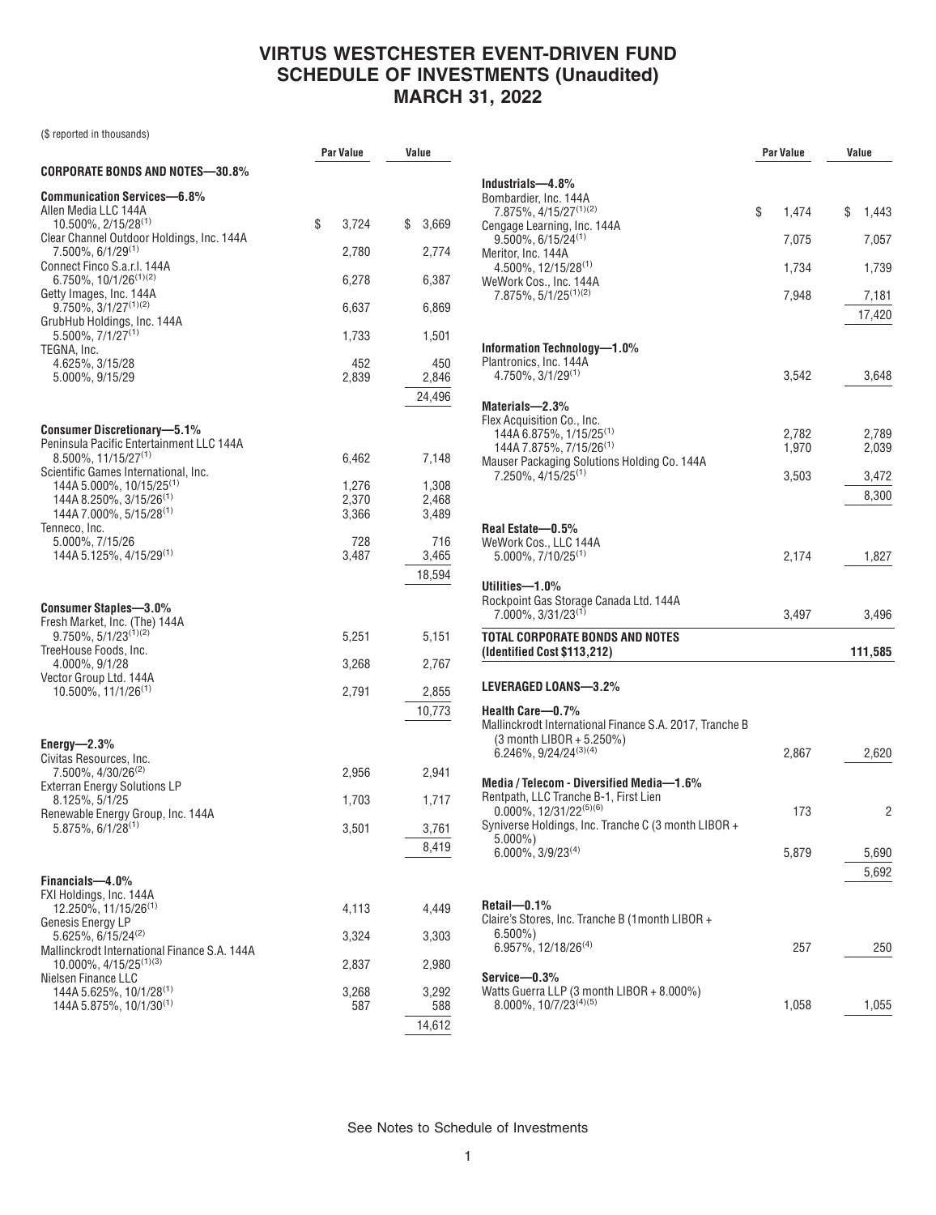# VIRTUS WESTCHESTER EVENT-DRIVEN FUND SCHEDULE OF INVESTMENTS (Unaudited) MARCH 31, 2022

($ reported in thousands)

| | Par Value | Value |
|---|---|---|
| **CORPORATE BONDS AND NOTES—30.8%** | | |
| **Communication Services—6.8%** | | |
| Allen Media LLC 144A 10.500%, 2/15/28[1] | $ 3,724 | $ 3,669 |
| Clear Channel Outdoor Holdings, Inc. 144A 7.500%, 6/1/29[1] | 2,780 | 2,774 |
| Connect Finco S.a.r.l. 144A 6.750%, 10/1/26[1][2] | 6,278 | 6,387 |
| Getty Images, Inc. 144A 9.750%, 3/1/27[1][2] | 6,637 | 6,869 |
| GrubHub Holdings, Inc. 144A 5.500%, 7/1/27[1] | 1,733 | 1,501 |
| TEGNA, Inc. | | |
| 4.625%, 3/15/28 | 452 | 450 |
| 5.000%, 9/15/29 | 2,839 | 2,846 |
| | | 24,496 |
| **Consumer Discretionary—5.1%** | | |
| Peninsula Pacific Entertainment LLC 144A 8.500%, 11/15/27[1] | 6,462 | 7,148 |
| Scientific Games International, Inc. | | |
| 144A 5.000%, 10/15/25[1] | 1,276 | 1,308 |
| 144A 8.250%, 3/15/26[1] | 2,370 | 2,468 |
| 144A 7.000%, 5/15/28[1] | 3,366 | 3,489 |
| Tenneco, Inc. | | |
| 5.000%, 7/15/26 | 728 | 716 |
| 144A 5.125%, 4/15/29[1] | 3,487 | 3,465 |
| | | 18,594 |
| **Consumer Staples—3.0%** | | |
| Fresh Market, Inc. (The) 144A 9.750%, 5/1/23[1][2] | 5,251 | 5,151 |
| TreeHouse Foods, Inc. 4.000%, 9/1/28 | 3,268 | 2,767 |
| Vector Group Ltd. 144A 10.500%, 11/1/26[1] | 2,791 | 2,855 |
| | | 10,773 |
| **Energy—2.3%** | | |
| Civitas Resources, Inc. 7.500%, 4/30/26[2] | 2,956 | 2,941 |
| Exterran Energy Solutions LP 8.125%, 5/1/25 | 1,703 | 1,717 |
| Renewable Energy Group, Inc. 144A 5.875%, 6/1/28[1] | 3,501 | 3,761 |
| | | 8,419 |
| **Financials—4.0%** | | |
| FXI Holdings, Inc. 144A 12.250%, 11/15/26[1] | 4,113 | 4,449 |
| Genesis Energy LP 5.625%, 6/15/24[2] | 3,324 | 3,303 |
| Mallinckrodt International Finance S.A. 144A 10.000%, 4/15/25[1][3] | 2,837 | 2,980 |
| Nielsen Finance LLC | | |
| 144A 5.625%, 10/1/28[1] | 3,268 | 3,292 |
| 144A 5.875%, 10/1/30[1] | 587 | 588 |
| | | 14,612 |
| **Industrials—4.8%** | | |
| Bombardier, Inc. 144A 7.875%, 4/15/27[1][2] | $ 1,474 | $ 1,443 |
| Cengage Learning, Inc. 144A 9.500%, 6/15/24[1] | 7,075 | 7,057 |
| Meritor, Inc. 144A 4.500%, 12/15/28[1] | 1,734 | 1,739 |
| WeWork Cos., Inc. 144A 7.875%, 5/1/25[1][2] | 7,948 | 7,181 |
| | | 17,420 |
| **Information Technology—1.0%** | | |
| Plantronics, Inc. 144A 4.750%, 3/1/29[1] | 3,542 | 3,648 |
| **Materials—2.3%** | | |
| Flex Acquisition Co., Inc. | | |
| 144A 6.875%, 1/15/25[1] | 2,782 | 2,789 |
| 144A 7.875%, 7/15/26[1] | 1,970 | 2,039 |
| Mauser Packaging Solutions Holding Co. 144A 7.250%, 4/15/25[1] | 3,503 | 3,472 |
| | | 8,300 |
| **Real Estate—0.5%** | | |
| WeWork Cos., LLC 144A 5.000%, 7/10/25[1] | 2,174 | 1,827 |
| **Utilities—1.0%** | | |
| Rockpoint Gas Storage Canada Ltd. 144A 7.000%, 3/31/23[1] | 3,497 | 3,496 |
| **TOTAL CORPORATE BONDS AND NOTES (Identified Cost $113,212)** | | **111,585** |
| **LEVERAGED LOANS—3.2%** | | |
| **Health Care—0.7%** | | |
| Mallinckrodt International Finance S.A. 2017, Tranche B (3 month LIBOR + 5.250%) 6.246%, 9/24/24[3][4] | 2,867 | 2,620 |
| **Media / Telecom - Diversified Media—1.6%** | | |
| Rentpath, LLC Tranche B-1, First Lien 0.000%, 12/31/22[5][6] | 173 | 2 |
| Syniverse Holdings, Inc. Tranche C (3 month LIBOR + 5.000%) 6.000%, 3/9/23[4] | 5,879 | 5,690 |
| | | 5,692 |
| **Retail—0.1%** | | |
| Claire's Stores, Inc. Tranche B (1month LIBOR + 6.500%) 6.957%, 12/18/26[4] | 257 | 250 |
| **Service—0.3%** | | |
| Watts Guerra LLP (3 month LIBOR + 8.000%) 8.000%, 10/7/23[4][5] | 1,058 | 1,055 |

See Notes to Schedule of Investments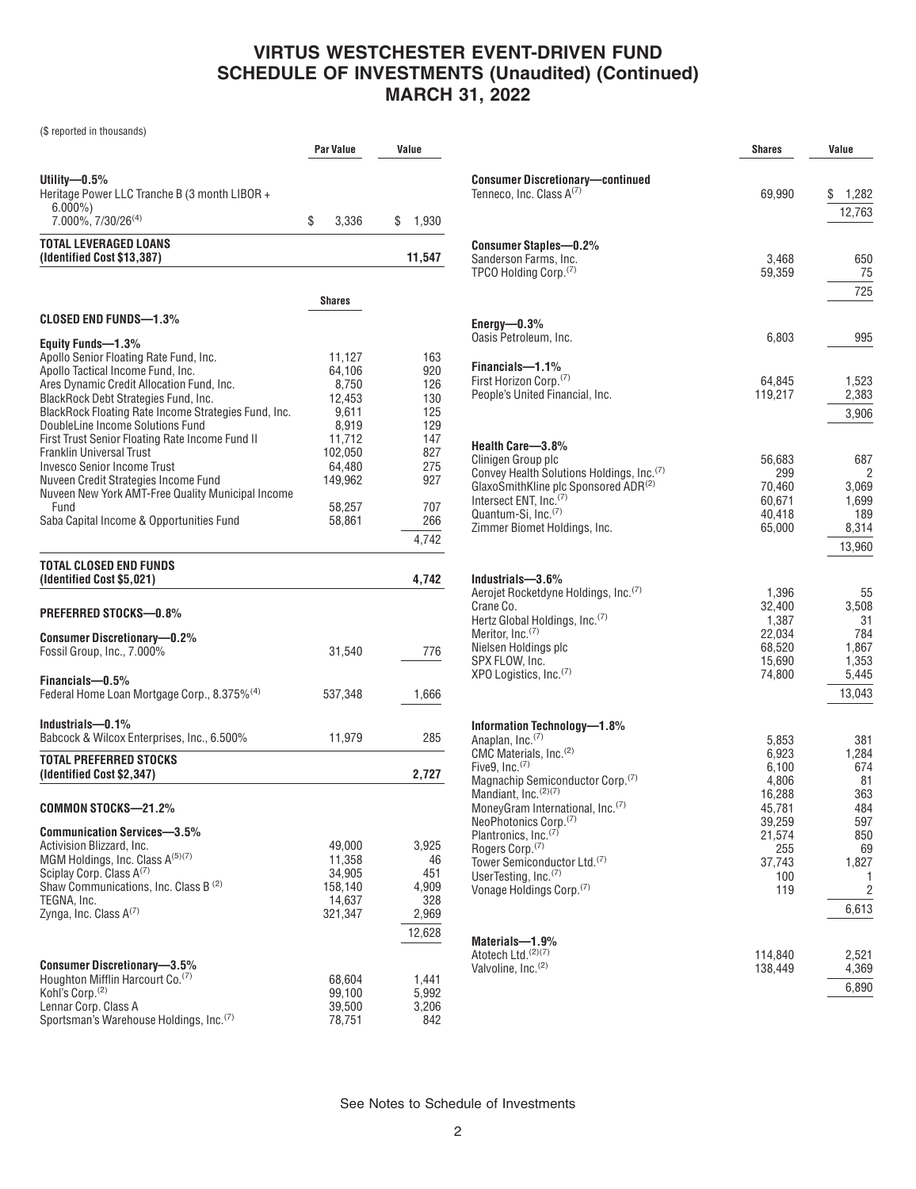# VIRTUS WESTCHESTER EVENT-DRIVEN FUND
# SCHEDULE OF INVESTMENTS (Unaudited) (Continued)
# MARCH 31, 2022

($ reported in thousands)

| | Par Value | Value |
|---|---|---|
| **Utility—0.5%** | | |
| Heritage Power LLC Tranche B (3 month LIBOR + 6.000%) 7.000%, 7/30/26[(4)] | $ 3,336 | $ 1,930 |
| **TOTAL LEVERAGED LOANS (Identified Cost $13,387)** | | **11,547** |

| | Shares | Value |
|---|---|---|
| **CLOSED END FUNDS—1.3%** | | |
| **Equity Funds—1.3%** | | |
| Apollo Senior Floating Rate Fund, Inc. | 11,127 | 163 |
| Apollo Tactical Income Fund, Inc. | 64,106 | 920 |
| Ares Dynamic Credit Allocation Fund, Inc. | 8,750 | 126 |
| BlackRock Debt Strategies Fund, Inc. | 12,453 | 130 |
| BlackRock Floating Rate Income Strategies Fund, Inc. | 9,611 | 125 |
| DoubleLine Income Solutions Fund | 8,919 | 129 |
| First Trust Senior Floating Rate Income Fund II | 11,712 | 147 |
| Franklin Universal Trust | 102,050 | 827 |
| Invesco Senior Income Trust | 64,480 | 275 |
| Nuveen Credit Strategies Income Fund | 149,962 | 927 |
| Nuveen New York AMT-Free Quality Municipal Income Fund | 58,257 | 707 |
| Saba Capital Income & Opportunities Fund | 58,861 | 266 |
| | | 4,742 |
| **TOTAL CLOSED END FUNDS (Identified Cost $5,021)** | | **4,742** |
| **PREFERRED STOCKS—0.8%** | | |
| **Consumer Discretionary—0.2%** | | |
| Fossil Group, Inc., 7.000% | 31,540 | 776 |
| **Financials—0.5%** | | |
| Federal Home Loan Mortgage Corp., 8.375%[(4)] | 537,348 | 1,666 |
| **Industrials—0.1%** | | |
| Babcock & Wilcox Enterprises, Inc., 6.500% | 11,979 | 285 |
| **TOTAL PREFERRED STOCKS (Identified Cost $2,347)** | | **2,727** |
| **COMMON STOCKS—21.2%** | | |
| **Communication Services—3.5%** | | |
| Activision Blizzard, Inc. | 49,000 | 3,925 |
| MGM Holdings, Inc. Class A[(5)(7)] | 11,358 | 46 |
| Sciplay Corp. Class A[(7)] | 34,905 | 451 |
| Shaw Communications, Inc. Class B[(2)] | 158,140 | 4,909 |
| TEGNA, Inc. | 14,637 | 328 |
| Zynga, Inc. Class A[(7)] | 321,347 | 2,969 |
| | | 12,628 |
| **Consumer Discretionary—3.5%** | | |
| Houghton Mifflin Harcourt Co.[(7)] | 68,604 | 1,441 |
| Kohl's Corp.[(2)] | 99,100 | 5,992 |
| Lennar Corp. Class A | 39,500 | 3,206 |
| Sportsman's Warehouse Holdings, Inc.[(7)] | 78,751 | 842 |
| **Consumer Discretionary—continued** | | |
| Tenneco, Inc. Class A[(7)] | 69,990 | $ 1,282 |
| | | 12,763 |
| **Consumer Staples—0.2%** | | |
| Sanderson Farms, Inc. | 3,468 | 650 |
| TPCO Holding Corp.[(7)] | 59,359 | 75 |
| | | 725 |
| **Energy—0.3%** | | |
| Oasis Petroleum, Inc. | 6,803 | 995 |
| **Financials—1.1%** | | |
| First Horizon Corp.[(7)] | 64,845 | 1,523 |
| People's United Financial, Inc. | 119,217 | 2,383 |
| | | 3,906 |
| **Health Care—3.8%** | | |
| Clinigen Group plc | 56,683 | 687 |
| Convey Health Solutions Holdings, Inc.[(7)] | 299 | 2 |
| GlaxoSmithKline plc Sponsored ADR[(2)] | 70,460 | 3,069 |
| Intersect ENT, Inc.[(7)] | 60,671 | 1,699 |
| Quantum-Si, Inc.[(7)] | 40,418 | 189 |
| Zimmer Biomet Holdings, Inc. | 65,000 | 8,314 |
| | | 13,960 |
| **Industrials—3.6%** | | |
| Aerojet Rocketdyne Holdings, Inc.[(7)] | 1,396 | 55 |
| Crane Co. | 32,400 | 3,508 |
| Hertz Global Holdings, Inc.[(7)] | 1,387 | 31 |
| Meritor, Inc.[(7)] | 22,034 | 784 |
| Nielsen Holdings plc | 68,520 | 1,867 |
| SPX FLOW, Inc. | 15,690 | 1,353 |
| XPO Logistics, Inc.[(7)] | 74,800 | 5,445 |
| | | 13,043 |
| **Information Technology—1.8%** | | |
| Anaplan, Inc.[(7)] | 5,853 | 381 |
| CMC Materials, Inc.[(2)] | 6,923 | 1,284 |
| Five9, Inc.[(7)] | 6,100 | 674 |
| Magnachip Semiconductor Corp.[(7)] | 4,806 | 81 |
| Mandiant, Inc.[(2)(7)] | 16,288 | 363 |
| MoneyGram International, Inc.[(7)] | 45,781 | 484 |
| NeoPhotonics Corp.[(7)] | 39,259 | 597 |
| Plantronics, Inc.[(7)] | 21,574 | 850 |
| Rogers Corp.[(7)] | 255 | 69 |
| Tower Semiconductor Ltd.[(7)] | 37,743 | 1,827 |
| UserTesting, Inc.[(7)] | 100 | 1 |
| Vonage Holdings Corp.[(7)] | 119 | 2 |
| | | 6,613 |
| **Materials—1.9%** | | |
| Atotech Ltd.[(2)(7)] | 114,840 | 2,521 |
| Valvoline, Inc.[(2)] | 138,449 | 4,369 |
| | | 6,890 |

See Notes to Schedule of Investments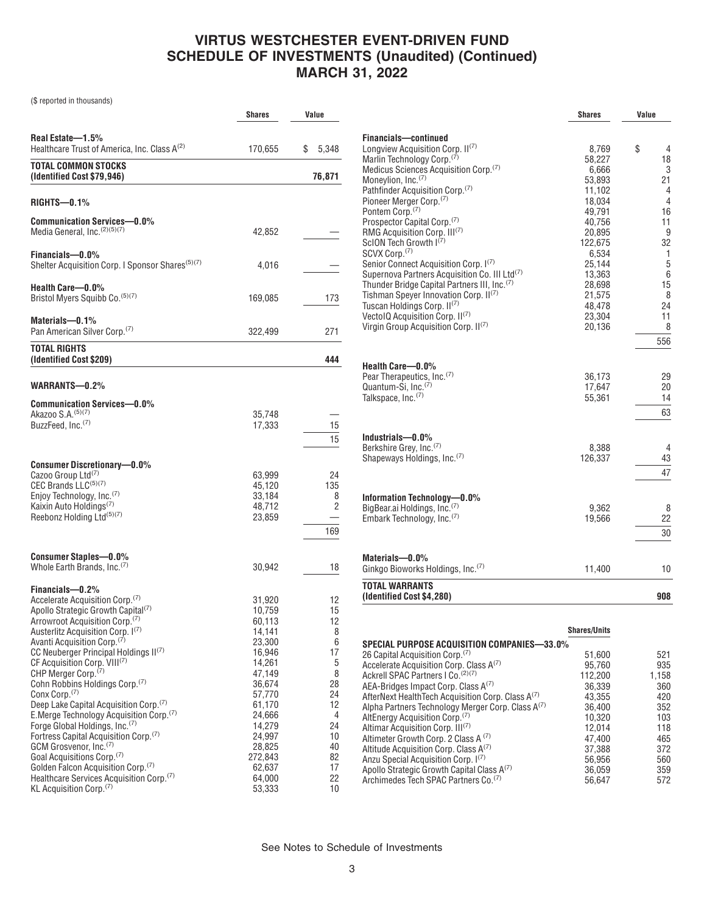# VIRTUS WESTCHESTER EVENT-DRIVEN FUND
# SCHEDULE OF INVESTMENTS (Unaudited) (Continued)
# MARCH 31, 2022

($ reported in thousands)

| | Shares | Value |
|---|---|---|
| **Real Estate—1.5%** | | |
| Healthcare Trust of America, Inc. Class A[2] | 170,655 | $ 5,348 |
| **TOTAL COMMON STOCKS (Identified Cost $79,946)** | | **76,871** |
| **RIGHTS—0.1%** | | |
| **Communication Services—0.0%** | | |
| Media General, Inc.[2][5][7] | 42,852 | — |
| **Financials—0.0%** | | |
| Shelter Acquisition Corp. I Sponsor Shares[5][7] | 4,016 | — |
| **Health Care—0.0%** | | |
| Bristol Myers Squibb Co.[5][7] | 169,085 | 173 |
| **Materials—0.1%** | | |
| Pan American Silver Corp.[7] | 322,499 | 271 |
| **TOTAL RIGHTS (Identified Cost $209)** | | **444** |
| **WARRANTS—0.2%** | | |
| **Communication Services—0.0%** | | |
| Akazoo S.A.[5][7] | 35,748 | — |
| BuzzFeed, Inc.[7] | 17,333 | 15 |
| | | 15 |
| **Consumer Discretionary—0.0%** | | |
| Cazoo Group Ltd[7] | 63,999 | 24 |
| CEC Brands LLC[5][7] | 45,120 | 135 |
| Enjoy Technology, Inc.[7] | 33,184 | 8 |
| Kaixin Auto Holdings[7] | 48,712 | 2 |
| Reebonz Holding Ltd[5][7] | 23,859 | — |
| | | 169 |
| **Consumer Staples—0.0%** | | |
| Whole Earth Brands, Inc.[7] | 30,942 | 18 |
| **Financials—0.2%** | | |
| Accelerate Acquisition Corp.[7] | 31,920 | 12 |
| Apollo Strategic Growth Capital[7] | 10,759 | 15 |
| Arrowroot Acquisition Corp.[7] | 60,113 | 12 |
| Austerlitz Acquisition Corp. I[7] | 14,141 | 8 |
| Avanti Acquisition Corp.[7] | 23,300 | 6 |
| CC Neuberger Principal Holdings II[7] | 16,946 | 17 |
| CF Acquisition Corp. VIII[7] | 14,261 | 5 |
| CHP Merger Corp.[7] | 47,149 | 8 |
| Cohn Robbins Holdings Corp.[7] | 36,674 | 28 |
| Conx Corp.[7] | 57,770 | 24 |
| Deep Lake Capital Acquisition Corp.[7] | 61,170 | 12 |
| E.Merge Technology Acquisition Corp.[7] | 24,666 | 4 |
| Forge Global Holdings, Inc.[7] | 14,279 | 24 |
| Fortress Capital Acquisition Corp.[7] | 24,997 | 10 |
| GCM Grosvenor, Inc.[7] | 28,825 | 40 |
| Goal Acquisitions Corp.[7] | 272,843 | 82 |
| Golden Falcon Acquisition Corp.[7] | 62,637 | 17 |
| Healthcare Services Acquisition Corp.[7] | 64,000 | 22 |
| KL Acquisition Corp.[7] | 53,333 | 10 |
| **Financials—continued** | | |
| Longview Acquisition Corp. II[7] | 8,769 | $ 4 |
| Marlin Technology Corp.[7] | 58,227 | 18 |
| Medicus Sciences Acquisition Corp.[7] | 6,666 | 3 |
| Moneylion, Inc.[7] | 53,893 | 21 |
| Pathfinder Acquisition Corp.[7] | 11,102 | 4 |
| Pioneer Merger Corp.[7] | 18,034 | 4 |
| Pontem Corp.[7] | 49,791 | 16 |
| Prospector Capital Corp.[7] | 40,756 | 11 |
| RMG Acquisition Corp. III[7] | 20,895 | 9 |
| ScION Tech Growth I[7] | 122,675 | 32 |
| SCVX Corp.[7] | 6,534 | 1 |
| Senior Connect Acquisition Corp. I[7] | 25,144 | 5 |
| Supernova Partners Acquisition Co. III Ltd[7] | 13,363 | 6 |
| Thunder Bridge Capital Partners III, Inc.[7] | 28,698 | 15 |
| Tishman Speyer Innovation Corp. II[7] | 21,575 | 8 |
| Tuscan Holdings Corp. II[7] | 48,478 | 24 |
| VectoIQ Acquisition Corp. II[7] | 23,304 | 11 |
| Virgin Group Acquisition Corp. II[7] | 20,136 | 8 |
| | | 556 |
| **Health Care—0.0%** | | |
| Pear Therapeutics, Inc.[7] | 36,173 | 29 |
| Quantum-Si, Inc.[7] | 17,647 | 20 |
| Talkspace, Inc.[7] | 55,361 | 14 |
| | | 63 |
| **Industrials—0.0%** | | |
| Berkshire Grey, Inc.[7] | 8,388 | 4 |
| Shapeways Holdings, Inc.[7] | 126,337 | 43 |
| | | 47 |
| **Information Technology—0.0%** | | |
| BigBear.ai Holdings, Inc.[7] | 9,362 | 8 |
| Embark Technology, Inc.[7] | 19,566 | 22 |
| | | 30 |
| **Materials—0.0%** | | |
| Ginkgo Bioworks Holdings, Inc.[7] | 11,400 | 10 |
| **TOTAL WARRANTS (Identified Cost $4,280)** | | **908** |

| | Shares/Units | |
|---|---|---|
| **SPECIAL PURPOSE ACQUISITION COMPANIES—33.0%** | | |
| 26 Capital Acquisition Corp.[7] | 51,600 | 521 |
| Accelerate Acquisition Corp. Class A[7] | 95,760 | 935 |
| Ackrell SPAC Partners I Co.[2][7] | 112,200 | 1,158 |
| AEA-Bridges Impact Corp. Class A[7] | 36,339 | 360 |
| AfterNext HealthTech Acquisition Corp. Class A[7] | 43,355 | 420 |
| Alpha Partners Technology Merger Corp. Class A[7] | 36,400 | 352 |
| AltEnergy Acquisition Corp.[7] | 10,320 | 103 |
| Altimar Acquisition Corp. III[7] | 12,014 | 118 |
| Altimeter Growth Corp. 2 Class A[7] | 47,400 | 465 |
| Altitude Acquisition Corp. Class A[7] | 37,388 | 372 |
| Anzu Special Acquisition Corp. I[7] | 56,956 | 560 |
| Apollo Strategic Growth Capital Class A[7] | 36,059 | 359 |
| Archimedes Tech SPAC Partners Co.[7] | 56,647 | 572 |

See Notes to Schedule of Investments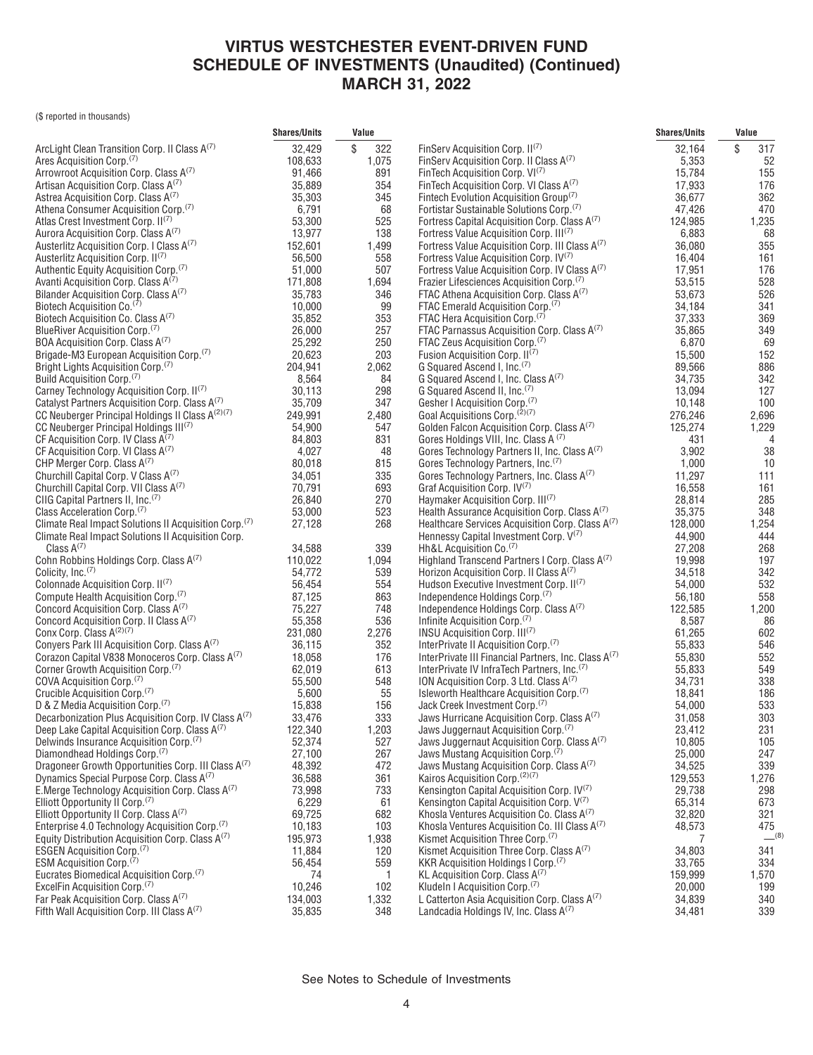# VIRTUS WESTCHESTER EVENT-DRIVEN FUND
# SCHEDULE OF INVESTMENTS (Unaudited) (Continued)
# MARCH 31, 2022

($ reported in thousands)

| | Shares/Units | Value |
|---|---|---|
| ArcLight Clean Transition Corp. II Class A(7) | 32,429 | $ 322 |
| Ares Acquisition Corp.(7) | 108,633 | 1,075 |
| Arrowroot Acquisition Corp. Class A(7) | 91,466 | 891 |
| Artisan Acquisition Corp. Class A(7) | 35,889 | 354 |
| Astrea Acquisition Corp. Class A(7) | 35,303 | 345 |
| Athena Consumer Acquisition Corp.(7) | 6,791 | 68 |
| Atlas Crest Investment Corp. II(7) | 53,300 | 525 |
| Aurora Acquisition Corp. Class A(7) | 13,977 | 138 |
| Austerlitz Acquisition Corp. I Class A(7) | 152,601 | 1,499 |
| Austerlitz Acquisition Corp. II(7) | 56,500 | 558 |
| Authentic Equity Acquisition Corp.(7) | 51,000 | 507 |
| Avanti Acquisition Corp. Class A(7) | 171,808 | 1,694 |
| Bilander Acquisition Corp. Class A(7) | 35,783 | 346 |
| Biotech Acquisition Co.(7) | 10,000 | 99 |
| Biotech Acquisition Co. Class A(7) | 35,852 | 353 |
| BlueRiver Acquisition Corp.(7) | 26,000 | 257 |
| BOA Acquisition Corp. Class A(7) | 25,292 | 250 |
| Brigade-M3 European Acquisition Corp.(7) | 20,623 | 203 |
| Bright Lights Acquisition Corp.(7) | 204,941 | 2,062 |
| Build Acquisition Corp.(7) | 8,564 | 84 |
| Carney Technology Acquisition Corp. II(7) | 30,113 | 298 |
| Catalyst Partners Acquisition Corp. Class A(7) | 35,709 | 347 |
| CC Neuberger Principal Holdings II Class A(2)(7) | 249,991 | 2,480 |
| CC Neuberger Principal Holdings III(7) | 54,900 | 547 |
| CF Acquisition Corp. IV Class A(7) | 84,803 | 831 |
| CF Acquisition Corp. VI Class A(7) | 4,027 | 48 |
| CHP Merger Corp. Class A(7) | 80,018 | 815 |
| Churchill Capital Corp. V Class A(7) | 34,051 | 335 |
| Churchill Capital Corp. VII Class A(7) | 70,791 | 693 |
| CIIG Capital Partners II, Inc.(7) | 26,840 | 270 |
| Class Acceleration Corp.(7) | 53,000 | 523 |
| Climate Real Impact Solutions II Acquisition Corp.(7) | 27,128 | 268 |
| Climate Real Impact Solutions II Acquisition Corp. Class A(7) | 34,588 | 339 |
| Cohn Robbins Holdings Corp. Class A(7) | 110,022 | 1,094 |
| Colicity, Inc.(7) | 54,772 | 539 |
| Colonnade Acquisition Corp. II(7) | 56,454 | 554 |
| Compute Health Acquisition Corp.(7) | 87,125 | 863 |
| Concord Acquisition Corp. Class A(7) | 75,227 | 748 |
| Concord Acquisition Corp. II Class A(7) | 55,358 | 536 |
| Conx Corp. Class A(2)(7) | 231,080 | 2,276 |
| Conyers Park III Acquisition Corp. Class A(7) | 36,115 | 352 |
| Corazon Capital V838 Monoceros Corp. Class A(7) | 18,058 | 176 |
| Corner Growth Acquisition Corp.(7) | 62,019 | 613 |
| COVA Acquisition Corp.(7) | 55,500 | 548 |
| Crucible Acquisition Corp.(7) | 5,600 | 55 |
| D & Z Media Acquisition Corp.(7) | 15,838 | 156 |
| Decarbonization Plus Acquisition Corp. IV Class A(7) | 33,476 | 333 |
| Deep Lake Capital Acquisition Corp. Class A(7) | 122,340 | 1,203 |
| Delwinds Insurance Acquisition Corp.(7) | 52,374 | 527 |
| Diamondhead Holdings Corp.(7) | 27,100 | 267 |
| Dragoneer Growth Opportunities Corp. III Class A(7) | 48,392 | 472 |
| Dynamics Special Purpose Corp. Class A(7) | 36,588 | 361 |
| E.Merge Technology Acquisition Corp. Class A(7) | 73,998 | 733 |
| Elliott Opportunity II Corp.(7) | 6,229 | 61 |
| Elliott Opportunity II Corp. Class A(7) | 69,725 | 682 |
| Enterprise 4.0 Technology Acquisition Corp.(7) | 10,183 | 103 |
| Equity Distribution Acquisition Corp. Class A(7) | 195,973 | 1,938 |
| ESGEN Acquisition Corp.(7) | 11,884 | 120 |
| ESM Acquisition Corp.(7) | 56,454 | 559 |
| Eucrates Biomedical Acquisition Corp.(7) | 74 | 1 |
| ExcelFin Acquisition Corp.(7) | 10,246 | 102 |
| Far Peak Acquisition Corp. Class A(7) | 134,003 | 1,332 |
| Fifth Wall Acquisition Corp. III Class A(7) | 35,835 | 348 |
| FinServ Acquisition Corp. II(7) | 32,164 | $ 317 |
| FinServ Acquisition Corp. II Class A(7) | 5,353 | 52 |
| FinTech Acquisition Corp. VI(7) | 15,784 | 155 |
| FinTech Acquisition Corp. VI Class A(7) | 17,933 | 176 |
| Fintech Evolution Acquisition Group(7) | 36,677 | 362 |
| Fortistar Sustainable Solutions Corp.(7) | 47,426 | 470 |
| Fortress Capital Acquisition Corp. Class A(7) | 124,985 | 1,235 |
| Fortress Value Acquisition Corp. III(7) | 6,883 | 68 |
| Fortress Value Acquisition Corp. III Class A(7) | 36,080 | 355 |
| Fortress Value Acquisition Corp. IV(7) | 16,404 | 161 |
| Fortress Value Acquisition Corp. IV Class A(7) | 17,951 | 176 |
| Frazier Lifesciences Acquisition Corp.(7) | 53,515 | 528 |
| FTAC Athena Acquisition Corp. Class A(7) | 53,673 | 526 |
| FTAC Emerald Acquisition Corp.(7) | 34,184 | 341 |
| FTAC Hera Acquisition Corp.(7) | 37,333 | 369 |
| FTAC Parnassus Acquisition Corp. Class A(7) | 35,865 | 349 |
| FTAC Zeus Acquisition Corp.(7) | 6,870 | 69 |
| Fusion Acquisition Corp. II(7) | 15,500 | 152 |
| G Squared Ascend I, Inc.(7) | 89,566 | 886 |
| G Squared Ascend I, Inc. Class A(7) | 34,735 | 342 |
| G Squared Ascend II, Inc.(7) | 13,094 | 127 |
| Gesher I Acquisition Corp.(7) | 10,148 | 100 |
| Goal Acquisitions Corp.(2)(7) | 276,246 | 2,696 |
| Golden Falcon Acquisition Corp. Class A(7) | 125,274 | 1,229 |
| Gores Holdings VIII, Inc. Class A(7) | 431 | 4 |
| Gores Technology Partners II, Inc. Class A(7) | 3,902 | 38 |
| Gores Technology Partners, Inc.(7) | 1,000 | 10 |
| Gores Technology Partners, Inc. Class A(7) | 11,297 | 111 |
| Graf Acquisition Corp. IV(7) | 16,558 | 161 |
| Haymaker Acquisition Corp. III(7) | 28,814 | 285 |
| Health Assurance Acquisition Corp. Class A(7) | 35,375 | 348 |
| Healthcare Services Acquisition Corp. Class A(7) | 128,000 | 1,254 |
| Hennessy Capital Investment Corp. V(7) | 44,900 | 444 |
| Hh&L Acquisition Co.(7) | 27,208 | 268 |
| Highland Transcend Partners I Corp. Class A(7) | 19,998 | 197 |
| Horizon Acquisition Corp. II Class A(7) | 34,518 | 342 |
| Hudson Executive Investment Corp. II(7) | 54,000 | 532 |
| Independence Holdings Corp.(7) | 56,180 | 558 |
| Independence Holdings Corp. Class A(7) | 122,585 | 1,200 |
| Infinite Acquisition Corp.(7) | 8,587 | 86 |
| INSU Acquisition Corp. III(7) | 61,265 | 602 |
| InterPrivate II Acquisition Corp.(7) | 55,833 | 546 |
| InterPrivate III Financial Partners, Inc. Class A(7) | 55,830 | 552 |
| InterPrivate IV InfraTech Partners, Inc.(7) | 55,833 | 549 |
| ION Acquisition Corp. 3 Ltd. Class A(7) | 34,731 | 338 |
| Isleworth Healthcare Acquisition Corp.(7) | 18,841 | 186 |
| Jack Creek Investment Corp.(7) | 54,000 | 533 |
| Jaws Hurricane Acquisition Corp. Class A(7) | 31,058 | 303 |
| Jaws Juggernaut Acquisition Corp.(7) | 23,412 | 231 |
| Jaws Juggernaut Acquisition Corp. Class A(7) | 10,805 | 105 |
| Jaws Mustang Acquisition Corp.(7) | 25,000 | 247 |
| Jaws Mustang Acquisition Corp. Class A(7) | 34,525 | 339 |
| Kairos Acquisition Corp.(2)(7) | 129,553 | 1,276 |
| Kensington Capital Acquisition Corp. IV(7) | 29,738 | 298 |
| Kensington Capital Acquisition Corp. V(7) | 65,314 | 673 |
| Khosla Ventures Acquisition Co. Class A(7) | 32,820 | 321 |
| Khosla Ventures Acquisition Co. III Class A(7) | 48,573 | 475 |
| Kismet Acquisition Three Corp.(7) | 7 | —(8) |
| Kismet Acquisition Three Corp. Class A(7) | 34,803 | 341 |
| KKR Acquisition Holdings I Corp.(7) | 33,765 | 334 |
| KL Acquisition Corp. Class A(7) | 159,999 | 1,570 |
| KludeIn I Acquisition Corp.(7) | 20,000 | 199 |
| L Catterton Asia Acquisition Corp. Class A(7) | 34,839 | 340 |
| Landcadia Holdings IV, Inc. Class A(7) | 34,481 | 339 |

See Notes to Schedule of Investments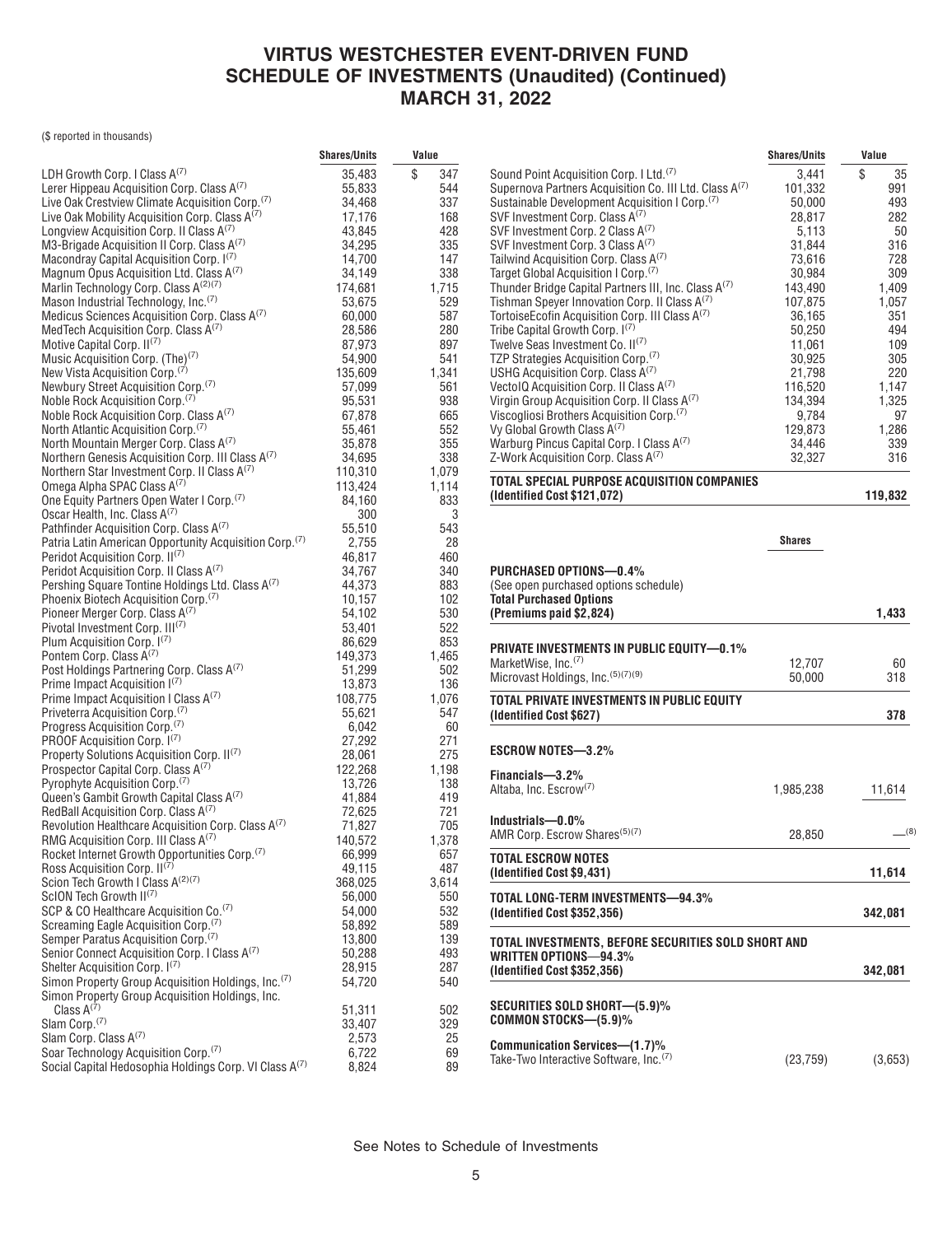# VIRTUS WESTCHESTER EVENT-DRIVEN FUND
# SCHEDULE OF INVESTMENTS (Unaudited) (Continued)
# MARCH 31, 2022

($ reported in thousands)

| | Shares/Units | Value |
|---|---|---|
| LDH Growth Corp. I Class A[7] | 35,483 | $ 347 |
| Lerer Hippeau Acquisition Corp. Class A[7] | 55,833 | 544 |
| Live Oak Crestview Climate Acquisition Corp.[7] | 34,468 | 337 |
| Live Oak Mobility Acquisition Corp. Class A[7] | 17,176 | 168 |
| Longview Acquisition Corp. II Class A[7] | 43,845 | 428 |
| M3-Brigade Acquisition II Corp. Class A[7] | 34,295 | 335 |
| Macondray Capital Acquisition Corp. I[7] | 14,700 | 147 |
| Magnum Opus Acquisition Ltd. Class A[7] | 34,149 | 338 |
| Marlin Technology Corp. Class A[2][7] | 174,681 | 1,715 |
| Mason Industrial Technology, Inc.[7] | 53,675 | 529 |
| Medicus Sciences Acquisition Corp. Class A[7] | 60,000 | 587 |
| MedTech Acquisition Corp. Class A[7] | 28,586 | 280 |
| Motive Capital Corp. II[7] | 87,973 | 897 |
| Music Acquisition Corp. (The)[7] | 54,900 | 541 |
| New Vista Acquisition Corp.[7] | 135,609 | 1,341 |
| Newbury Street Acquisition Corp.[7] | 57,099 | 561 |
| Noble Rock Acquisition Corp.[7] | 95,531 | 938 |
| Noble Rock Acquisition Corp. Class A[7] | 67,878 | 665 |
| North Atlantic Acquisition Corp.[7] | 55,461 | 552 |
| North Mountain Merger Corp. Class A[7] | 35,878 | 355 |
| Northern Genesis Acquisition Corp. III Class A[7] | 34,695 | 338 |
| Northern Star Investment Corp. II Class A[7] | 110,310 | 1,079 |
| Omega Alpha SPAC Class A[7] | 113,424 | 1,114 |
| One Equity Partners Open Water I Corp.[7] | 84,160 | 833 |
| Oscar Health, Inc. Class A[7] | 300 | 3 |
| Pathfinder Acquisition Corp. Class A[7] | 55,510 | 543 |
| Patria Latin American Opportunity Acquisition Corp.[7] | 2,755 | 28 |
| Peridot Acquisition Corp. II[7] | 46,817 | 460 |
| Peridot Acquisition Corp. II Class A[7] | 34,767 | 340 |
| Pershing Square Tontine Holdings Ltd. Class A[7] | 44,373 | 883 |
| Phoenix Biotech Acquisition Corp.[7] | 10,157 | 102 |
| Pioneer Merger Corp. Class A[7] | 54,102 | 530 |
| Pivotal Investment Corp. III[7] | 53,401 | 522 |
| Plum Acquisition Corp. I[7] | 86,629 | 853 |
| Pontem Corp. Class A[7] | 149,373 | 1,465 |
| Post Holdings Partnering Corp. Class A[7] | 51,299 | 502 |
| Prime Impact Acquisition I[7] | 13,873 | 136 |
| Prime Impact Acquisition I Class A[7] | 108,775 | 1,076 |
| Priveterra Acquisition Corp.[7] | 55,621 | 547 |
| Progress Acquisition Corp.[7] | 6,042 | 60 |
| PROOF Acquisition Corp. I[7] | 27,292 | 271 |
| Property Solutions Acquisition Corp. II[7] | 28,061 | 275 |
| Prospector Capital Corp. Class A[7] | 122,268 | 1,198 |
| Pyrophyte Acquisition Corp.[7] | 13,726 | 138 |
| Queen's Gambit Growth Capital Class A[7] | 41,884 | 419 |
| RedBall Acquisition Corp. Class A[7] | 72,625 | 721 |
| Revolution Healthcare Acquisition Corp. Class A[7] | 71,827 | 705 |
| RMG Acquisition Corp. III Class A[7] | 140,572 | 1,378 |
| Rocket Internet Growth Opportunities Corp.[7] | 66,999 | 657 |
| Ross Acquisition Corp. II[7] | 49,115 | 487 |
| Scion Tech Growth I Class A[2][7] | 368,025 | 3,614 |
| ScION Tech Growth II[7] | 56,000 | 550 |
| SCP & CO Healthcare Acquisition Co.[7] | 54,000 | 532 |
| Screaming Eagle Acquisition Corp.[7] | 58,892 | 589 |
| Semper Paratus Acquisition Corp.[7] | 13,800 | 139 |
| Senior Connect Acquisition Corp. I Class A[7] | 50,288 | 493 |
| Shelter Acquisition Corp. I[7] | 28,915 | 287 |
| Simon Property Group Acquisition Holdings, Inc.[7] | 54,720 | 540 |
| Simon Property Group Acquisition Holdings, Inc. Class A[7] | 51,311 | 502 |
| Slam Corp.[7] | 33,407 | 329 |
| Slam Corp. Class A[7] | 2,573 | 25 |
| Soar Technology Acquisition Corp.[7] | 6,722 | 69 |
| Social Capital Hedosophia Holdings Corp. VI Class A[7] | 8,824 | 89 |
| Sound Point Acquisition Corp. I Ltd.[7] | 3,441 | $ 35 |
| Supernova Partners Acquisition Co. III Ltd. Class A[7] | 101,332 | 991 |
| Sustainable Development Acquisition I Corp.[7] | 50,000 | 493 |
| SVF Investment Corp. Class A[7] | 28,817 | 282 |
| SVF Investment Corp. 2 Class A[7] | 5,113 | 50 |
| SVF Investment Corp. 3 Class A[7] | 31,844 | 316 |
| Tailwind Acquisition Corp. Class A[7] | 73,616 | 728 |
| Target Global Acquisition I Corp.[7] | 30,984 | 309 |
| Thunder Bridge Capital Partners III, Inc. Class A[7] | 143,490 | 1,409 |
| Tishman Speyer Innovation Corp. II Class A[7] | 107,875 | 1,057 |
| TortoiseEcofin Acquisition Corp. III Class A[7] | 36,165 | 351 |
| Tribe Capital Growth Corp. I[7] | 50,250 | 494 |
| Twelve Seas Investment Co. II[7] | 11,061 | 109 |
| TZP Strategies Acquisition Corp.[7] | 30,925 | 305 |
| USHG Acquisition Corp. Class A[7] | 21,798 | 220 |
| VectoIQ Acquisition Corp. II Class A[7] | 116,520 | 1,147 |
| Virgin Group Acquisition Corp. II Class A[7] | 134,394 | 1,325 |
| Viscogliosi Brothers Acquisition Corp.[7] | 9,784 | 97 |
| Vy Global Growth Class A[7] | 129,873 | 1,286 |
| Warburg Pincus Capital Corp. I Class A[7] | 34,446 | 339 |
| Z-Work Acquisition Corp. Class A[7] | 32,327 | 316 |
| **TOTAL SPECIAL PURPOSE ACQUISITION COMPANIES (Identified Cost $121,072)** | | **119,832** |

| | Shares | Value |
|---|---|---|
| **PURCHASED OPTIONS—0.4%** | | |
| (See open purchased options schedule) | | |
| **Total Purchased Options (Premiums paid $2,824)** | | **1,433** |
| **PRIVATE INVESTMENTS IN PUBLIC EQUITY—0.1%** | | |
| MarketWise, Inc.[7] | 12,707 | 60 |
| Microvast Holdings, Inc.[5][7][9] | 50,000 | 318 |
| **TOTAL PRIVATE INVESTMENTS IN PUBLIC EQUITY (Identified Cost $627)** | | **378** |
| **ESCROW NOTES—3.2%** | | |
| **Financials—3.2%** | | |
| Altaba, Inc. Escrow[7] | 1,985,238 | 11,614 |
| **Industrials—0.0%** | | |
| AMR Corp. Escrow Shares[5][7] | 28,850 | —[8] |
| **TOTAL ESCROW NOTES (Identified Cost $9,431)** | | **11,614** |
| **TOTAL LONG-TERM INVESTMENTS—94.3% (Identified Cost $352,356)** | | **342,081** |
| **TOTAL INVESTMENTS, BEFORE SECURITIES SOLD SHORT AND WRITTEN OPTIONS—94.3% (Identified Cost $352,356)** | | **342,081** |
| **SECURITIES SOLD SHORT—(5.9)%** | | |
| **COMMON STOCKS—(5.9)%** | | |
| **Communication Services—(1.7)%** | | |
| Take-Two Interactive Software, Inc.[7] | (23,759) | (3,653) |

See Notes to Schedule of Investments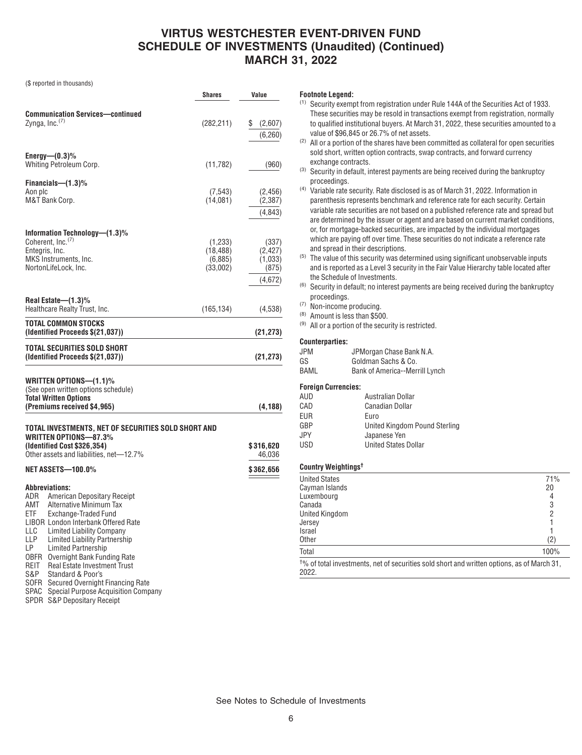# VIRTUS WESTCHESTER EVENT-DRIVEN FUND
# SCHEDULE OF INVESTMENTS (Unaudited) (Continued)
# MARCH 31, 2022

($ reported in thousands)

| | Shares | Value |
|---|---|---|
| **Communication Services—continued** | | |
| Zynga, Inc.[7] | (282,211) | $ (2,607) |
| | | (6,260) |
| **Energy—(0.3)%** | | |
| Whiting Petroleum Corp. | (11,782) | (960) |
| **Financials—(1.3)%** | | |
| Aon plc | (7,543) | (2,456) |
| M&T Bank Corp. | (14,081) | (2,387) |
| | | (4,843) |
| **Information Technology—(1.3)%** | | |
| Coherent, Inc.[7] | (1,233) | (337) |
| Entegris, Inc. | (18,488) | (2,427) |
| MKS Instruments, Inc. | (6,885) | (1,033) |
| NortonLifeLock, Inc. | (33,002) | (875) |
| | | (4,672) |
| **Real Estate—(1.3)%** | | |
| Healthcare Realty Trust, Inc. | (165,134) | (4,538) |
| **TOTAL COMMON STOCKS (Identified Proceeds $(21,037))** | | **(21,273)** |
| **TOTAL SECURITIES SOLD SHORT (Identified Proceeds $(21,037))** | | **(21,273)** |
| **WRITTEN OPTIONS—(1.1)%** | | |
| (See open written options schedule) | | |
| **Total Written Options (Premiums received $4,965)** | | **(4,188)** |
| **TOTAL INVESTMENTS, NET OF SECURITIES SOLD SHORT AND WRITTEN OPTIONS—87.3% (Identified Cost $326,354)** | | **$316,620** |
| Other assets and liabilities, net—12.7% | | 46,036 |
| **NET ASSETS—100.0%** | | **$362,656** |

**Abbreviations:**

- ADR American Depositary Receipt
- AMT Alternative Minimum Tax
- ETF Exchange-Traded Fund
- LIBOR London Interbank Offered Rate
- LLC Limited Liability Company
- LLP Limited Liability Partnership
- LP Limited Partnership
- OBFR Overnight Bank Funding Rate
- REIT Real Estate Investment Trust
- S&P Standard & Poor's
- SOFR Secured Overnight Financing Rate
- SPAC Special Purpose Acquisition Company
- SPDR S&P Depositary Receipt

**Footnote Legend:**

[1] Security exempt from registration under Rule 144A of the Securities Act of 1933. These securities may be resold in transactions exempt from registration, normally to qualified institutional buyers. At March 31, 2022, these securities amounted to a value of $96,845 or 26.7% of net assets.

[2] All or a portion of the shares have been committed as collateral for open securities sold short, written option contracts, swap contracts, and forward currency exchange contracts.

[3] Security in default, interest payments are being received during the bankruptcy proceedings.

[4] Variable rate security. Rate disclosed is as of March 31, 2022. Information in parenthesis represents benchmark and reference rate for each security. Certain variable rate securities are not based on a published reference rate and spread but are determined by the issuer or agent and are based on current market conditions, or, for mortgage-backed securities, are impacted by the individual mortgages which are paying off over time. These securities do not indicate a reference rate and spread in their descriptions.

[5] The value of this security was determined using significant unobservable inputs and is reported as a Level 3 security in the Fair Value Hierarchy table located after the Schedule of Investments.

[6] Security in default; no interest payments are being received during the bankruptcy proceedings.

[7] Non-income producing.

[8] Amount is less than $500.

[9] All or a portion of the security is restricted.

**Counterparties:**

| | |
|---|---|
| JPM | JPMorgan Chase Bank N.A. |
| GS | Goldman Sachs & Co. |
| BAML | Bank of America--Merrill Lynch |

**Foreign Currencies:**

| | |
|---|---|
| AUD | Australian Dollar |
| CAD | Canadian Dollar |
| EUR | Euro |
| GBP | United Kingdom Pound Sterling |
| JPY | Japanese Yen |
| USD | United States Dollar |

**Country Weightings†**

| | |
|---|---|
| United States | 71% |
| Cayman Islands | 20 |
| Luxembourg | 4 |
| Canada | 3 |
| United Kingdom | 2 |
| Jersey | 1 |
| Israel | 1 |
| Other | (2) |
| Total | 100% |

†% of total investments, net of securities sold short and written options, as of March 31, 2022.

See Notes to Schedule of Investments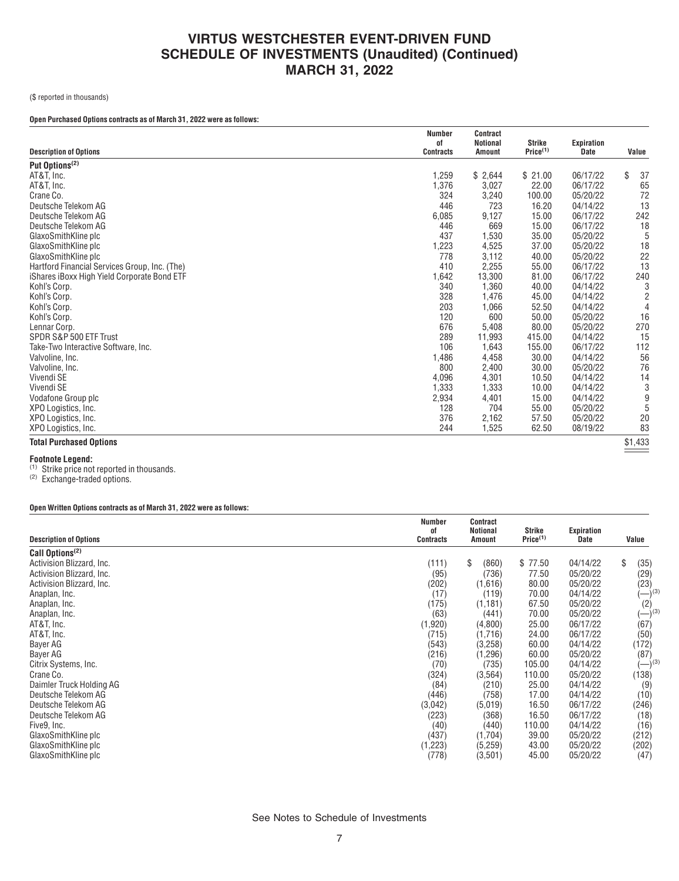# VIRTUS WESTCHESTER EVENT-DRIVEN FUND
# SCHEDULE OF INVESTMENTS (Unaudited) (Continued)
# MARCH 31, 2022

($ reported in thousands)

**Open Purchased Options contracts as of March 31, 2022 were as follows:**

| Description of Options | Number of Contracts | Contract Notional Amount | Strike Price(1) | Expiration Date | Value |
|---|---|---|---|---|---|
| **Put Options(2)** | | | | | |
| AT&T, Inc. | 1,259 | $ 2,644 | $ 21.00 | 06/17/22 | $ 37 |
| AT&T, Inc. | 1,376 | 3,027 | 22.00 | 06/17/22 | 65 |
| Crane Co. | 324 | 3,240 | 100.00 | 05/20/22 | 72 |
| Deutsche Telekom AG | 446 | 723 | 16.20 | 04/14/22 | 13 |
| Deutsche Telekom AG | 6,085 | 9,127 | 15.00 | 06/17/22 | 242 |
| Deutsche Telekom AG | 446 | 669 | 15.00 | 06/17/22 | 18 |
| GlaxoSmithKline plc | 437 | 1,530 | 35.00 | 05/20/22 | 5 |
| GlaxoSmithKline plc | 1,223 | 4,525 | 37.00 | 05/20/22 | 18 |
| GlaxoSmithKline plc | 778 | 3,112 | 40.00 | 05/20/22 | 22 |
| Hartford Financial Services Group, Inc. (The) | 410 | 2,255 | 55.00 | 06/17/22 | 13 |
| iShares iBoxx High Yield Corporate Bond ETF | 1,642 | 13,300 | 81.00 | 06/17/22 | 240 |
| Kohl's Corp. | 340 | 1,360 | 40.00 | 04/14/22 | 3 |
| Kohl's Corp. | 328 | 1,476 | 45.00 | 04/14/22 | 2 |
| Kohl's Corp. | 203 | 1,066 | 52.50 | 04/14/22 | 4 |
| Kohl's Corp. | 120 | 600 | 50.00 | 05/20/22 | 16 |
| Lennar Corp. | 676 | 5,408 | 80.00 | 05/20/22 | 270 |
| SPDR S&P 500 ETF Trust | 289 | 11,993 | 415.00 | 04/14/22 | 15 |
| Take-Two Interactive Software, Inc. | 106 | 1,643 | 155.00 | 06/17/22 | 112 |
| Valvoline, Inc. | 1,486 | 4,458 | 30.00 | 04/14/22 | 56 |
| Valvoline, Inc. | 800 | 2,400 | 30.00 | 05/20/22 | 76 |
| Vivendi SE | 4,096 | 4,301 | 10.50 | 04/14/22 | 14 |
| Vivendi SE | 1,333 | 1,333 | 10.00 | 04/14/22 | 3 |
| Vodafone Group plc | 2,934 | 4,401 | 15.00 | 04/14/22 | 9 |
| XPO Logistics, Inc. | 128 | 704 | 55.00 | 05/20/22 | 5 |
| XPO Logistics, Inc. | 376 | 2,162 | 57.50 | 05/20/22 | 20 |
| XPO Logistics, Inc. | 244 | 1,525 | 62.50 | 08/19/22 | 83 |
| **Total Purchased Options** | | | | | $1,433 |

**Footnote Legend:**

(1) Strike price not reported in thousands.
(2) Exchange-traded options.

**Open Written Options contracts as of March 31, 2022 were as follows:**

| Description of Options | Number of Contracts | Contract Notional Amount | Strike Price(1) | Expiration Date | Value |
|---|---|---|---|---|---|
| **Call Options(2)** | | | | | |
| Activision Blizzard, Inc. | (111) | $ (860) | $ 77.50 | 04/14/22 | $ (35) |
| Activision Blizzard, Inc. | (95) | (736) | 77.50 | 05/20/22 | (29) |
| Activision Blizzard, Inc. | (202) | (1,616) | 80.00 | 05/20/22 | (23) |
| Anaplan, Inc. | (17) | (119) | 70.00 | 04/14/22 | (—)(3) |
| Anaplan, Inc. | (175) | (1,181) | 67.50 | 05/20/22 | (2) |
| Anaplan, Inc. | (63) | (441) | 70.00 | 05/20/22 | (—)(3) |
| AT&T, Inc. | (1,920) | (4,800) | 25.00 | 06/17/22 | (67) |
| AT&T, Inc. | (715) | (1,716) | 24.00 | 06/17/22 | (50) |
| Bayer AG | (543) | (3,258) | 60.00 | 04/14/22 | (172) |
| Bayer AG | (216) | (1,296) | 60.00 | 05/20/22 | (87) |
| Citrix Systems, Inc. | (70) | (735) | 105.00 | 04/14/22 | (—)(3) |
| Crane Co. | (324) | (3,564) | 110.00 | 05/20/22 | (138) |
| Daimler Truck Holding AG | (84) | (210) | 25.00 | 04/14/22 | (9) |
| Deutsche Telekom AG | (446) | (758) | 17.00 | 04/14/22 | (10) |
| Deutsche Telekom AG | (3,042) | (5,019) | 16.50 | 06/17/22 | (246) |
| Deutsche Telekom AG | (223) | (368) | 16.50 | 06/17/22 | (18) |
| Five9, Inc. | (40) | (440) | 110.00 | 04/14/22 | (16) |
| GlaxoSmithKline plc | (437) | (1,704) | 39.00 | 05/20/22 | (212) |
| GlaxoSmithKline plc | (1,223) | (5,259) | 43.00 | 05/20/22 | (202) |
| GlaxoSmithKline plc | (778) | (3,501) | 45.00 | 05/20/22 | (47) |

See Notes to Schedule of Investments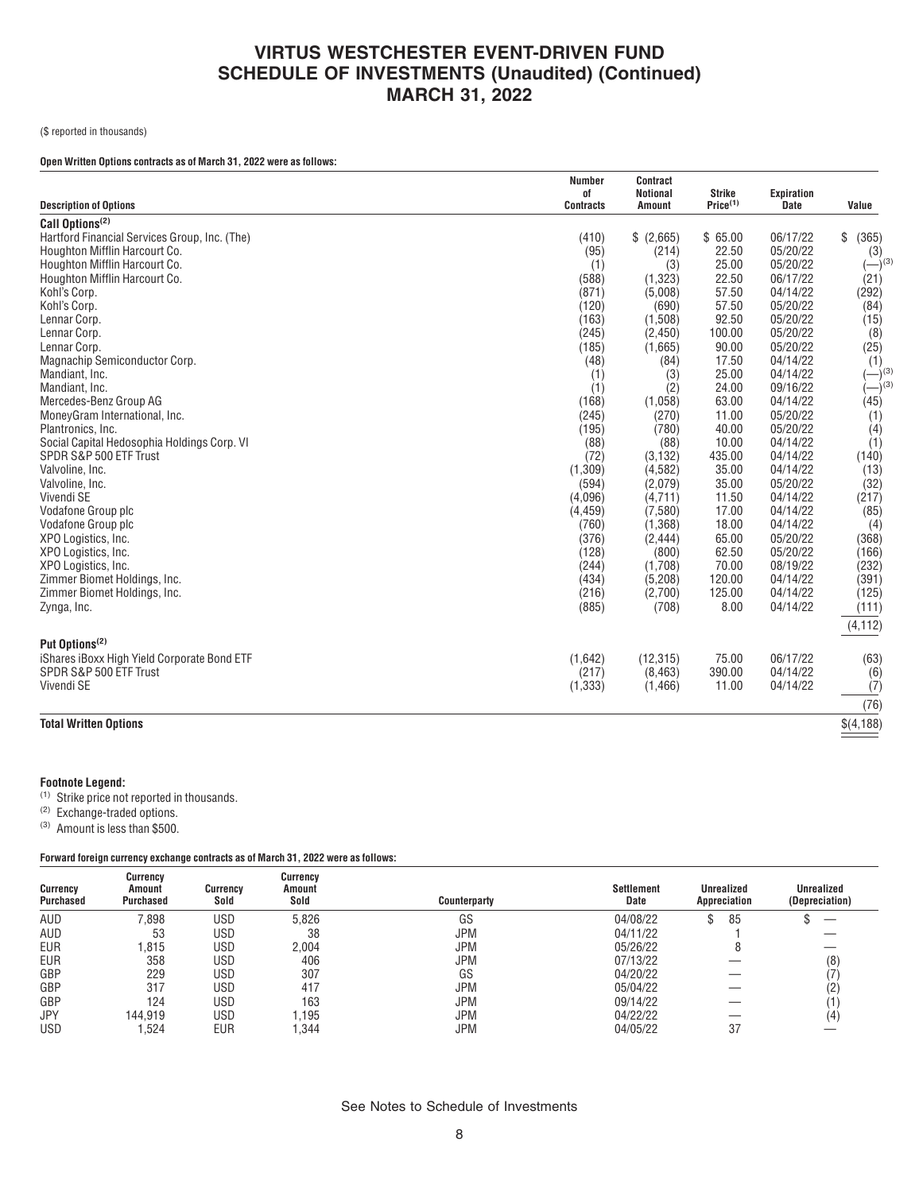# VIRTUS WESTCHESTER EVENT-DRIVEN FUND
## SCHEDULE OF INVESTMENTS (Unaudited) (Continued)
## MARCH 31, 2022

($ reported in thousands)

**Open Written Options contracts as of March 31, 2022 were as follows:**

| Description of Options | Number of Contracts | Contract Notional Amount | Strike Price[1] | Expiration Date | Value |
|---|---|---|---|---|---|
| **Call Options[2]** | | | | | |
| Hartford Financial Services Group, Inc. (The) | (410) | $ (2,665) | $ 65.00 | 06/17/22 | $ (365) |
| Houghton Mifflin Harcourt Co. | (95) | (214) | 22.50 | 05/20/22 | (3) |
| Houghton Mifflin Harcourt Co. | (1) | (3) | 25.00 | 05/20/22 | (—)[3] |
| Houghton Mifflin Harcourt Co. | (588) | (1,323) | 22.50 | 06/17/22 | (21) |
| Kohl's Corp. | (871) | (5,008) | 57.50 | 04/14/22 | (292) |
| Kohl's Corp. | (120) | (690) | 57.50 | 05/20/22 | (84) |
| Lennar Corp. | (163) | (1,508) | 92.50 | 05/20/22 | (15) |
| Lennar Corp. | (245) | (2,450) | 100.00 | 05/20/22 | (8) |
| Lennar Corp. | (185) | (1,665) | 90.00 | 05/20/22 | (25) |
| Magnachip Semiconductor Corp. | (48) | (84) | 17.50 | 04/14/22 | (1) |
| Mandiant, Inc. | (1) | (3) | 25.00 | 04/14/22 | (—)[3] |
| Mandiant, Inc. | (1) | (2) | 24.00 | 09/16/22 | (—)[3] |
| Mercedes-Benz Group AG | (168) | (1,058) | 63.00 | 04/14/22 | (45) |
| MoneyGram International, Inc. | (245) | (270) | 11.00 | 05/20/22 | (1) |
| Plantronics, Inc. | (195) | (780) | 40.00 | 05/20/22 | (4) |
| Social Capital Hedosophia Holdings Corp. VI | (88) | (88) | 10.00 | 04/14/22 | (1) |
| SPDR S&P 500 ETF Trust | (72) | (3,132) | 435.00 | 04/14/22 | (140) |
| Valvoline, Inc. | (1,309) | (4,582) | 35.00 | 04/14/22 | (13) |
| Valvoline, Inc. | (594) | (2,079) | 35.00 | 05/20/22 | (32) |
| Vivendi SE | (4,096) | (4,711) | 11.50 | 04/14/22 | (217) |
| Vodafone Group plc | (4,459) | (7,580) | 17.00 | 04/14/22 | (85) |
| Vodafone Group plc | (760) | (1,368) | 18.00 | 04/14/22 | (4) |
| XPO Logistics, Inc. | (376) | (2,444) | 65.00 | 05/20/22 | (368) |
| XPO Logistics, Inc. | (128) | (800) | 62.50 | 05/20/22 | (166) |
| XPO Logistics, Inc. | (244) | (1,708) | 70.00 | 08/19/22 | (232) |
| Zimmer Biomet Holdings, Inc. | (434) | (5,208) | 120.00 | 04/14/22 | (391) |
| Zimmer Biomet Holdings, Inc. | (216) | (2,700) | 125.00 | 04/14/22 | (125) |
| Zynga, Inc. | (885) | (708) | 8.00 | 04/14/22 | (111) |
| | | | | | (4,112) |
| **Put Options[2]** | | | | | |
| iShares iBoxx High Yield Corporate Bond ETF | (1,642) | (12,315) | 75.00 | 06/17/22 | (63) |
| SPDR S&P 500 ETF Trust | (217) | (8,463) | 390.00 | 04/14/22 | (6) |
| Vivendi SE | (1,333) | (1,466) | 11.00 | 04/14/22 | (7) |
| | | | | | (76) |
| **Total Written Options** | | | | | $(4,188) |

**Footnote Legend:**

[1] Strike price not reported in thousands.
[2] Exchange-traded options.
[3] Amount is less than $500.

**Forward foreign currency exchange contracts as of March 31, 2022 were as follows:**

| Currency Purchased | Currency Amount Purchased | Currency Sold | Currency Amount Sold | Counterparty | Settlement Date | Unrealized Appreciation | Unrealized (Depreciation) |
|---|---|---|---|---|---|---|---|
| AUD | 7,898 | USD | 5,826 | GS | 04/08/22 | $ 85 | $ — |
| AUD | 53 | USD | 38 | JPM | 04/11/22 | 1 | — |
| EUR | 1,815 | USD | 2,004 | JPM | 05/26/22 | 8 | — |
| EUR | 358 | USD | 406 | JPM | 07/13/22 | — | (8) |
| GBP | 229 | USD | 307 | GS | 04/20/22 | — | (7) |
| GBP | 317 | USD | 417 | JPM | 05/04/22 | — | (2) |
| GBP | 124 | USD | 163 | JPM | 09/14/22 | — | (1) |
| JPY | 144,919 | USD | 1,195 | JPM | 04/22/22 | — | (4) |
| USD | 1,524 | EUR | 1,344 | JPM | 04/05/22 | 37 | — |

See Notes to Schedule of Investments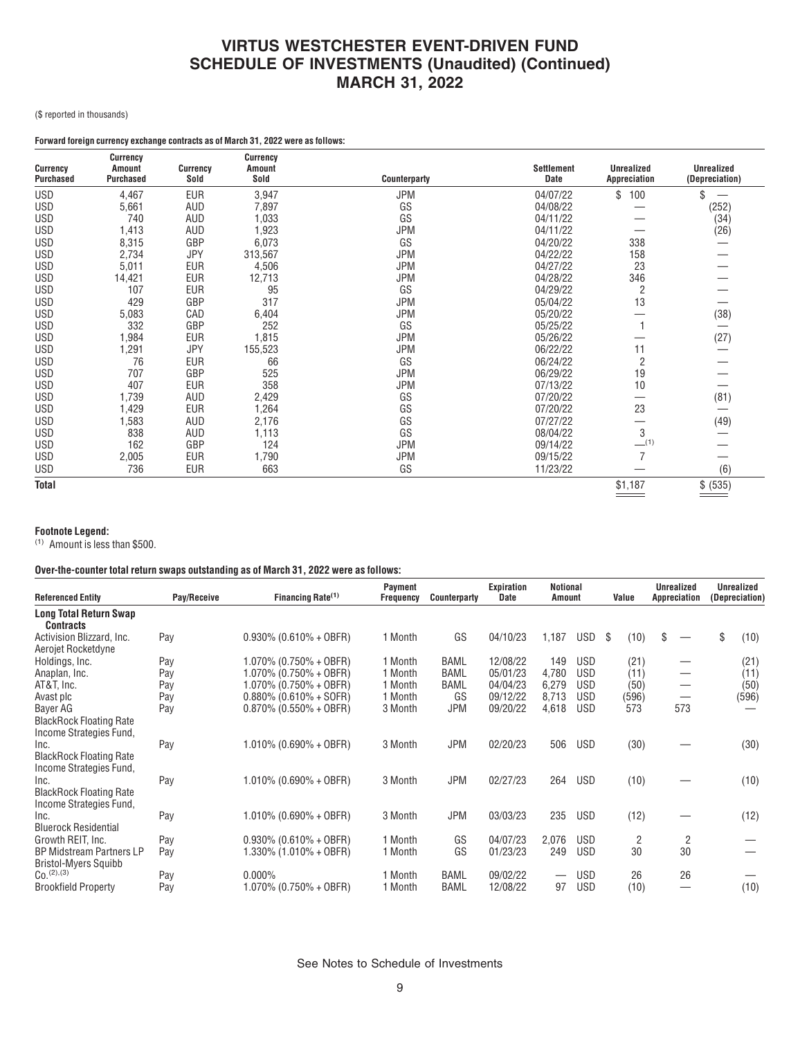# VIRTUS WESTCHESTER EVENT-DRIVEN FUND
# SCHEDULE OF INVESTMENTS (Unaudited) (Continued)
# MARCH 31, 2022

($ reported in thousands)

**Forward foreign currency exchange contracts as of March 31, 2022 were as follows:**

| Currency Purchased | Currency Amount Purchased | Currency Sold | Currency Amount Sold | Counterparty | Settlement Date | Unrealized Appreciation | Unrealized (Depreciation) |
|---|---|---|---|---|---|---|---|
| USD | 4,467 | EUR | 3,947 | JPM | 04/07/22 | $ 100 | $ — |
| USD | 5,661 | AUD | 7,897 | GS | 04/08/22 | — | (252) |
| USD | 740 | AUD | 1,033 | GS | 04/11/22 | — | (34) |
| USD | 1,413 | AUD | 1,923 | JPM | 04/11/22 | — | (26) |
| USD | 8,315 | GBP | 6,073 | GS | 04/20/22 | 338 | — |
| USD | 2,734 | JPY | 313,567 | JPM | 04/22/22 | 158 | — |
| USD | 5,011 | EUR | 4,506 | JPM | 04/27/22 | 23 | — |
| USD | 14,421 | EUR | 12,713 | JPM | 04/28/22 | 346 | — |
| USD | 107 | EUR | 95 | GS | 04/29/22 | 2 | — |
| USD | 429 | GBP | 317 | JPM | 05/04/22 | 13 | — |
| USD | 5,083 | CAD | 6,404 | JPM | 05/20/22 | — | (38) |
| USD | 332 | GBP | 252 | GS | 05/25/22 | 1 | — |
| USD | 1,984 | EUR | 1,815 | JPM | 05/26/22 | — | (27) |
| USD | 1,291 | JPY | 155,523 | JPM | 06/22/22 | 11 | — |
| USD | 76 | EUR | 66 | GS | 06/24/22 | 2 | — |
| USD | 707 | GBP | 525 | JPM | 06/29/22 | 19 | — |
| USD | 407 | EUR | 358 | JPM | 07/13/22 | 10 | — |
| USD | 1,739 | AUD | 2,429 | GS | 07/20/22 | — | (81) |
| USD | 1,429 | EUR | 1,264 | GS | 07/20/22 | 23 | — |
| USD | 1,583 | AUD | 2,176 | GS | 07/27/22 | — | (49) |
| USD | 838 | AUD | 1,113 | GS | 08/04/22 | 3 | — |
| USD | 162 | GBP | 124 | JPM | 09/14/22 | —[1] | — |
| USD | 2,005 | EUR | 1,790 | JPM | 09/15/22 | 7 | — |
| USD | 736 | EUR | 663 | GS | 11/23/22 | — | (6) |
| **Total** | | | | | | $1,187 | $ (535) |

**Footnote Legend:**

[1] Amount is less than $500.

**Over-the-counter total return swaps outstanding as of March 31, 2022 were as follows:**

| Referenced Entity | Pay/Receive | Financing Rate[1] | Payment Frequency | Counterparty | Expiration Date | Notional Amount | | Value | Unrealized Appreciation | Unrealized (Depreciation) |
|---|---|---|---|---|---|---|---|---|---|---|
| **Long Total Return Swap Contracts** | | | | | | | | | | |
| Activision Blizzard, Inc. | Pay | 0.930% (0.610% + OBFR) | 1 Month | GS | 04/10/23 | 1,187 | USD | $ (10) | $ — | $ (10) |
| Aerojet Rocketdyne Holdings, Inc. | Pay | 1.070% (0.750% + OBFR) | 1 Month | BAML | 12/08/22 | 149 | USD | (21) | — | (21) |
| Anaplan, Inc. | Pay | 1.070% (0.750% + OBFR) | 1 Month | BAML | 05/01/23 | 4,780 | USD | (11) | — | (11) |
| AT&T, Inc. | Pay | 1.070% (0.750% + OBFR) | 1 Month | BAML | 04/04/23 | 6,279 | USD | (50) | — | (50) |
| Avast plc | Pay | 0.880% (0.610% + SOFR) | 1 Month | GS | 09/12/22 | 8,713 | USD | (596) | — | (596) |
| Bayer AG | Pay | 0.870% (0.550% + OBFR) | 3 Month | JPM | 09/20/22 | 4,618 | USD | 573 | 573 | — |
| BlackRock Floating Rate Income Strategies Fund, Inc. | Pay | 1.010% (0.690% + OBFR) | 3 Month | JPM | 02/20/23 | 506 | USD | (30) | — | (30) |
| BlackRock Floating Rate Income Strategies Fund, Inc. | Pay | 1.010% (0.690% + OBFR) | 3 Month | JPM | 02/27/23 | 264 | USD | (10) | — | (10) |
| BlackRock Floating Rate Income Strategies Fund, Inc. | Pay | 1.010% (0.690% + OBFR) | 3 Month | JPM | 03/03/23 | 235 | USD | (12) | — | (12) |
| Bluerock Residential Growth REIT, Inc. | Pay | 0.930% (0.610% + OBFR) | 1 Month | GS | 04/07/23 | 2,076 | USD | 2 | 2 | — |
| BP Midstream Partners LP | Pay | 1.330% (1.010% + OBFR) | 1 Month | GS | 01/23/23 | 249 | USD | 30 | 30 | — |
| Bristol-Myers Squibb Co.[2],[3] | Pay | 0.000% | 1 Month | BAML | 09/02/22 | — | USD | 26 | 26 | — |
| Brookfield Property | Pay | 1.070% (0.750% + OBFR) | 1 Month | BAML | 12/08/22 | 97 | USD | (10) | — | (10) |

See Notes to Schedule of Investments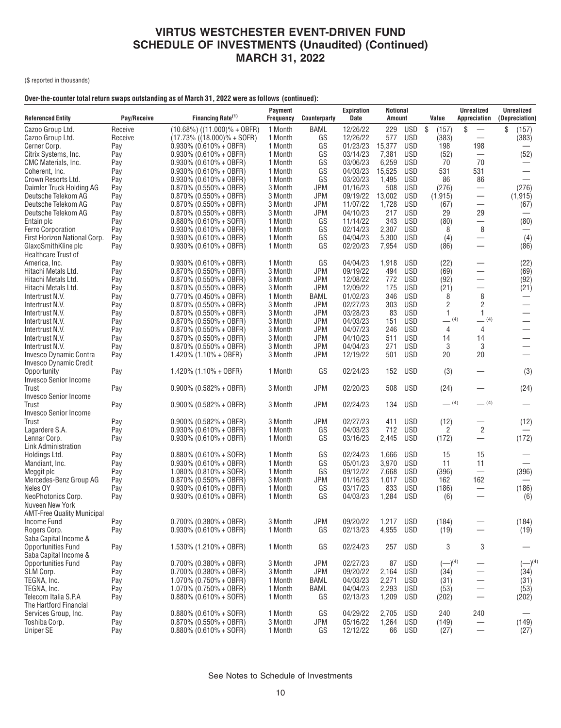# VIRTUS WESTCHESTER EVENT-DRIVEN FUND
# SCHEDULE OF INVESTMENTS (Unaudited) (Continued)
# MARCH 31, 2022

($ reported in thousands)

**Over-the-counter total return swaps outstanding as of March 31, 2022 were as follows (continued):**

| Referenced Entity | Pay/Receive | Financing Rate[(1)] | Payment Frequency | Counterparty | Expiration Date | Notional Amount | | Value | Unrealized Appreciation | Unrealized (Depreciation) |
|---|---|---|---|---|---|---|---|---|---|---|
| Cazoo Group Ltd. | Receive | (10.68%) ((11.000)% + OBFR) | 1 Month | BAML | 12/26/22 | 229 | USD | $ (157) | $ — | $ (157) |
| Cazoo Group Ltd. | Receive | (17.73% ((18.000)% + SOFR) | 1 Month | GS | 12/26/22 | 577 | USD | (383) | — | (383) |
| Cerner Corp. | Pay | 0.930% (0.610% + OBFR) | 1 Month | GS | 01/23/23 | 15,377 | USD | 198 | 198 | — |
| Citrix Systems, Inc. | Pay | 0.930% (0.610% + OBFR) | 1 Month | GS | 03/14/23 | 7,381 | USD | (52) | — | (52) |
| CMC Materials, Inc. | Pay | 0.930% (0.610% + OBFR) | 1 Month | GS | 03/06/23 | 6,259 | USD | 70 | 70 | — |
| Coherent, Inc. | Pay | 0.930% (0.610% + OBFR) | 1 Month | GS | 04/03/23 | 15,525 | USD | 531 | 531 | — |
| Crown Resorts Ltd. | Pay | 0.930% (0.610% + OBFR) | 1 Month | GS | 03/20/23 | 1,495 | USD | 86 | 86 | — |
| Daimler Truck Holding AG | Pay | 0.870% (0.550% + OBFR) | 3 Month | JPM | 01/16/23 | 508 | USD | (276) | — | (276) |
| Deutsche Telekom AG | Pay | 0.870% (0.550% + OBFR) | 3 Month | JPM | 09/19/22 | 13,002 | USD | (1,915) | — | (1,915) |
| Deutsche Telekom AG | Pay | 0.870% (0.550% + OBFR) | 3 Month | JPM | 11/07/22 | 1,728 | USD | (67) | — | (67) |
| Deutsche Telekom AG | Pay | 0.870% (0.550% + OBFR) | 3 Month | JPM | 04/10/23 | 217 | USD | 29 | 29 | — |
| Entain plc | Pay | 0.880% (0.610% + SOFR) | 1 Month | GS | 11/14/22 | 343 | USD | (80) | — | (80) |
| Ferro Corporation | Pay | 0.930% (0.610% + OBFR) | 1 Month | GS | 02/14/23 | 2,307 | USD | 8 | 8 | — |
| First Horizon National Corp. | Pay | 0.930% (0.610% + OBFR) | 1 Month | GS | 04/04/23 | 5,300 | USD | (4) | — | (4) |
| GlaxoSmithKline plc | Pay | 0.930% (0.610% + OBFR) | 1 Month | GS | 02/20/23 | 7,954 | USD | (86) | — | (86) |
| Healthcare Trust of America, Inc. | Pay | 0.930% (0.610% + OBFR) | 1 Month | GS | 04/04/23 | 1,918 | USD | (22) | — | (22) |
| Hitachi Metals Ltd. | Pay | 0.870% (0.550% + OBFR) | 3 Month | JPM | 09/19/22 | 494 | USD | (69) | — | (69) |
| Hitachi Metals Ltd. | Pay | 0.870% (0.550% + OBFR) | 3 Month | JPM | 12/08/22 | 772 | USD | (92) | — | (92) |
| Hitachi Metals Ltd. | Pay | 0.870% (0.550% + OBFR) | 3 Month | JPM | 12/09/22 | 175 | USD | (21) | — | (21) |
| Intertrust N.V. | Pay | 0.770% (0.450% + OBFR) | 1 Month | BAML | 01/02/23 | 346 | USD | 8 | 8 | — |
| Intertrust N.V. | Pay | 0.870% (0.550% + OBFR) | 3 Month | JPM | 02/27/23 | 303 | USD | 2 | 2 | — |
| Intertrust N.V. | Pay | 0.870% (0.550% + OBFR) | 3 Month | JPM | 03/28/23 | 83 | USD | 1 | 1 | — |
| Intertrust N.V. | Pay | 0.870% (0.550% + OBFR) | 3 Month | JPM | 04/03/23 | 151 | USD | —[(4)] | —[(4)] | — |
| Intertrust N.V. | Pay | 0.870% (0.550% + OBFR) | 3 Month | JPM | 04/07/23 | 246 | USD | 4 | 4 | — |
| Intertrust N.V. | Pay | 0.870% (0.550% + OBFR) | 3 Month | JPM | 04/10/23 | 511 | USD | 14 | 14 | — |
| Intertrust N.V. | Pay | 0.870% (0.550% + OBFR) | 3 Month | JPM | 04/04/23 | 271 | USD | 3 | 3 | — |
| Invesco Dynamic Contra | Pay | 1.420% (1.10% + OBFR) | 3 Month | JPM | 12/19/22 | 501 | USD | 20 | 20 | — |
| Invesco Dynamic Credit Opportunity | Pay | 1.420% (1.10% + OBFR) | 1 Month | GS | 02/24/23 | 152 | USD | (3) | — | (3) |
| Invesco Senior Income Trust | Pay | 0.900% (0.582% + OBFR) | 3 Month | JPM | 02/20/23 | 508 | USD | (24) | — | (24) |
| Invesco Senior Income Trust | Pay | 0.900% (0.582% + OBFR) | 3 Month | JPM | 02/24/23 | 134 | USD | —[(4)] | —[(4)] | — |
| Invesco Senior Income Trust | Pay | 0.900% (0.582% + OBFR) | 3 Month | JPM | 02/27/23 | 411 | USD | (12) | — | (12) |
| Lagardere S.A. | Pay | 0.930% (0.610% + OBFR) | 1 Month | GS | 04/03/23 | 712 | USD | 2 | 2 | — |
| Lennar Corp. | Pay | 0.930% (0.610% + OBFR) | 1 Month | GS | 03/16/23 | 2,445 | USD | (172) | — | (172) |
| Link Administration Holdings Ltd. | Pay | 0.880% (0.610% + SOFR) | 1 Month | GS | 02/24/23 | 1,666 | USD | 15 | 15 | — |
| Mandiant, Inc. | Pay | 0.930% (0.610% + OBFR) | 1 Month | GS | 05/01/23 | 3,970 | USD | 11 | 11 | — |
| Meggit plc | Pay | 1.080% (0.810% + SOFR) | 1 Month | GS | 09/12/22 | 7,668 | USD | (396) | — | (396) |
| Mercedes-Benz Group AG | Pay | 0.870% (0.550% + OBFR) | 3 Month | JPM | 01/16/23 | 1,017 | USD | 162 | 162 | — |
| Neles OY | Pay | 0.930% (0.610% + OBFR) | 1 Month | GS | 03/17/23 | 833 | USD | (186) | — | (186) |
| NeoPhotonics Corp. | Pay | 0.930% (0.610% + OBFR) | 1 Month | GS | 04/03/23 | 1,284 | USD | (6) | — | (6) |
| Nuveen New York AMT-Free Quality Municipal Income Fund | Pay | 0.700% (0.380% + OBFR) | 3 Month | JPM | 09/20/22 | 1,217 | USD | (184) | — | (184) |
| Rogers Corp. | Pay | 0.930% (0.610% + OBFR) | 1 Month | GS | 02/13/23 | 4,955 | USD | (19) | — | (19) |
| Saba Capital Income & Opportunities Fund | Pay | 1.530% (1.210% + OBFR) | 1 Month | GS | 02/24/23 | 257 | USD | 3 | 3 | — |
| Saba Capital Income & Opportunities Fund | Pay | 0.700% (0.380% + OBFR) | 3 Month | JPM | 02/27/23 | 87 | USD | (—)[(4)] | — | (—)[(4)] |
| SLM Corp. | Pay | 0.700% (0.380% + OBFR) | 3 Month | JPM | 09/20/22 | 2,164 | USD | (34) | — | (34) |
| TEGNA, Inc. | Pay | 1.070% (0.750% + OBFR) | 1 Month | BAML | 04/03/23 | 2,271 | USD | (31) | — | (31) |
| TEGNA, Inc. | Pay | 1.070% (0.750% + OBFR) | 1 Month | BAML | 04/04/23 | 2,293 | USD | (53) | — | (53) |
| Telecom Italia S.P.A | Pay | 0.880% (0.610% + SOFR) | 1 Month | GS | 02/13/23 | 1,209 | USD | (202) | — | (202) |
| The Hartford Financial Services Group, Inc. | Pay | 0.880% (0.610% + SOFR) | 1 Month | GS | 04/29/22 | 2,705 | USD | 240 | 240 | — |
| Toshiba Corp. | Pay | 0.870% (0.550% + OBFR) | 3 Month | JPM | 05/16/22 | 1,264 | USD | (149) | — | (149) |
| Uniper SE | Pay | 0.880% (0.610% + SOFR) | 1 Month | GS | 12/12/22 | 66 | USD | (27) | — | (27) |

See Notes to Schedule of Investments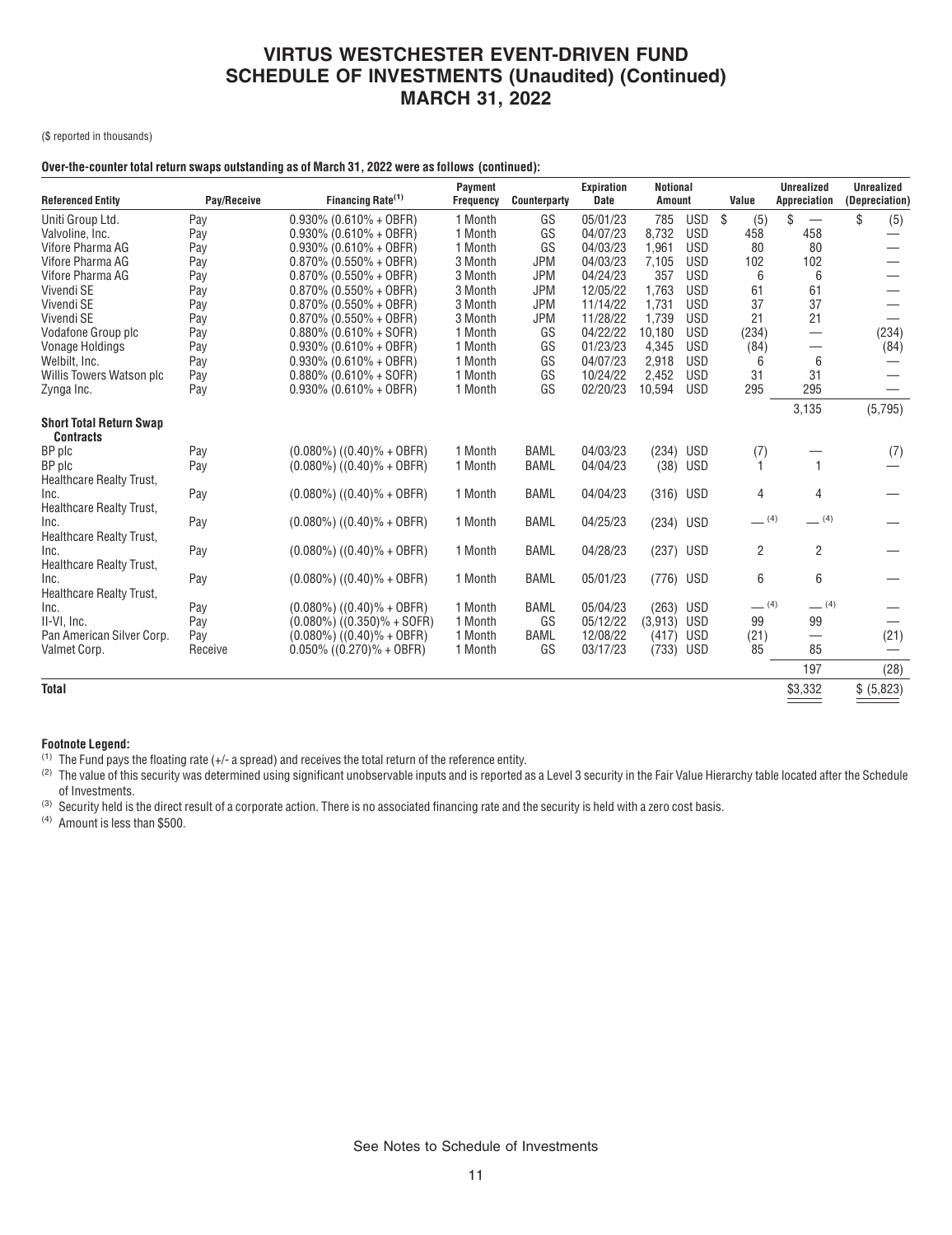# VIRTUS WESTCHESTER EVENT-DRIVEN FUND
# SCHEDULE OF INVESTMENTS (Unaudited) (Continued)
# MARCH 31, 2022

($ reported in thousands)

**Over-the-counter total return swaps outstanding as of March 31, 2022 were as follows (continued):**

| Referenced Entity | Pay/Receive | Financing Rate(1) | Payment Frequency | Counterparty | Expiration Date | Notional Amount | | Value | Unrealized Appreciation | Unrealized (Depreciation) |
|---|---|---|---|---|---|---|---|---|---|---|
| Uniti Group Ltd. | Pay | 0.930% (0.610% + OBFR) | 1 Month | GS | 05/01/23 | 785 | USD | $ (5) | $ — | $ (5) |
| Valvoline, Inc. | Pay | 0.930% (0.610% + OBFR) | 1 Month | GS | 04/07/23 | 8,732 | USD | 458 | 458 | — |
| Vifore Pharma AG | Pay | 0.930% (0.610% + OBFR) | 1 Month | GS | 04/03/23 | 1,961 | USD | 80 | 80 | — |
| Vifore Pharma AG | Pay | 0.870% (0.550% + OBFR) | 3 Month | JPM | 04/03/23 | 7,105 | USD | 102 | 102 | — |
| Vifore Pharma AG | Pay | 0.870% (0.550% + OBFR) | 3 Month | JPM | 04/24/23 | 357 | USD | 6 | 6 | — |
| Vivendi SE | Pay | 0.870% (0.550% + OBFR) | 3 Month | JPM | 12/05/22 | 1,763 | USD | 61 | 61 | — |
| Vivendi SE | Pay | 0.870% (0.550% + OBFR) | 3 Month | JPM | 11/14/22 | 1,731 | USD | 37 | 37 | — |
| Vivendi SE | Pay | 0.870% (0.550% + OBFR) | 3 Month | JPM | 11/28/22 | 1,739 | USD | 21 | 21 | — |
| Vodafone Group plc | Pay | 0.880% (0.610% + SOFR) | 1 Month | GS | 04/22/22 | 10,180 | USD | (234) | — | (234) |
| Vonage Holdings | Pay | 0.930% (0.610% + OBFR) | 1 Month | GS | 01/23/23 | 4,345 | USD | (84) | — | (84) |
| Welbilt, Inc. | Pay | 0.930% (0.610% + OBFR) | 1 Month | GS | 04/07/23 | 2,918 | USD | 6 | 6 | — |
| Willis Towers Watson plc | Pay | 0.880% (0.610% + SOFR) | 1 Month | GS | 10/24/22 | 2,452 | USD | 31 | 31 | — |
| Zynga Inc. | Pay | 0.930% (0.610% + OBFR) | 1 Month | GS | 02/20/23 | 10,594 | USD | 295 | 295 | — |
| | | | | | | | | | 3,135 | (5,795) |
| **Short Total Return Swap Contracts** | | | | | | | | | | |
| BP plc | Pay | (0.080%) ((0.40)% + OBFR) | 1 Month | BAML | 04/03/23 | (234) | USD | (7) | — | (7) |
| BP plc | Pay | (0.080%) ((0.40)% + OBFR) | 1 Month | BAML | 04/04/23 | (38) | USD | 1 | 1 | — |
| Healthcare Realty Trust, Inc. | Pay | (0.080%) ((0.40)% + OBFR) | 1 Month | BAML | 04/04/23 | (316) | USD | 4 | 4 | — |
| Healthcare Realty Trust, Inc. | Pay | (0.080%) ((0.40)% + OBFR) | 1 Month | BAML | 04/25/23 | (234) | USD | —(4) | —(4) | — |
| Healthcare Realty Trust, Inc. | Pay | (0.080%) ((0.40)% + OBFR) | 1 Month | BAML | 04/28/23 | (237) | USD | 2 | 2 | — |
| Healthcare Realty Trust, Inc. | Pay | (0.080%) ((0.40)% + OBFR) | 1 Month | BAML | 05/01/23 | (776) | USD | 6 | 6 | — |
| Healthcare Realty Trust, Inc. | Pay | (0.080%) ((0.40)% + OBFR) | 1 Month | BAML | 05/04/23 | (263) | USD | —(4) | —(4) | — |
| II-VI, Inc. | Pay | (0.080%) ((0.350)% + SOFR) | 1 Month | GS | 05/12/22 | (3,913) | USD | 99 | 99 | — |
| Pan American Silver Corp. | Pay | (0.080%) ((0.40)% + OBFR) | 1 Month | BAML | 12/08/22 | (417) | USD | (21) | — | (21) |
| Valmet Corp. | Receive | 0.050% ((0.270)% + OBFR) | 1 Month | GS | 03/17/23 | (733) | USD | 85 | 85 | — |
| | | | | | | | | | 197 | (28) |
| **Total** | | | | | | | | | $3,332 | $ (5,823) |

**Footnote Legend:**

(1) The Fund pays the floating rate (+/- a spread) and receives the total return of the reference entity.

(2) The value of this security was determined using significant unobservable inputs and is reported as a Level 3 security in the Fair Value Hierarchy table located after the Schedule of Investments.

(3) Security held is the direct result of a corporate action. There is no associated financing rate and the security is held with a zero cost basis.

(4) Amount is less than $500.

See Notes to Schedule of Investments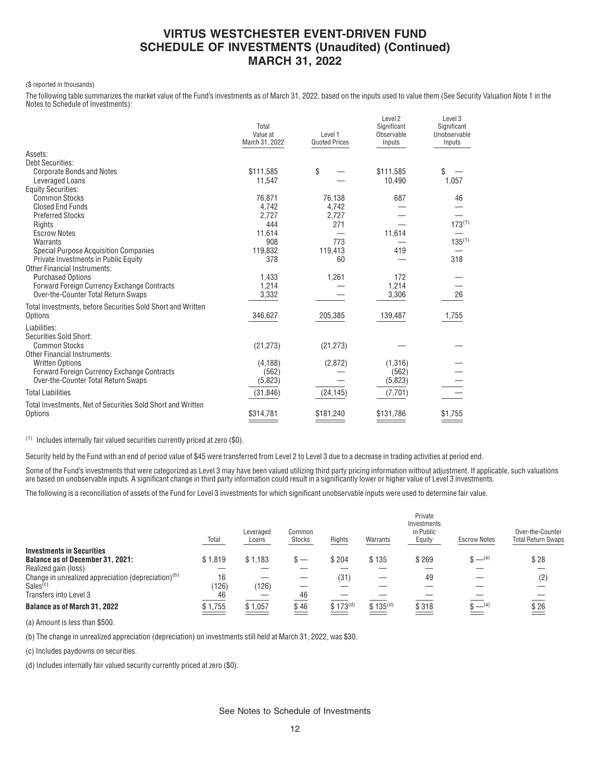# VIRTUS WESTCHESTER EVENT-DRIVEN FUND
# SCHEDULE OF INVESTMENTS (Unaudited) (Continued)
# MARCH 31, 2022

($ reported in thousands)

The following table summarizes the market value of the Fund's investments as of March 31, 2022, based on the inputs used to value them (See Security Valuation Note 1 in the Notes to Schedule of Investments):

| | Total Value at March 31, 2022 | Level 1 Quoted Prices | Level 2 Significant Observable Inputs | Level 3 Significant Unobservable Inputs |
|---|---|---|---|---|
| **Assets:** | | | | |
| Debt Securities: | | | | |
| Corporate Bonds and Notes | $111,585 | $ — | $111,585 | $ — |
| Leveraged Loans | 11,547 | — | 10,490 | 1,057 |
| Equity Securities: | | | | |
| Common Stocks | 76,871 | 76,138 | 687 | 46 |
| Closed End Funds | 4,742 | 4,742 | — | — |
| Preferred Stocks | 2,727 | 2,727 | — | — |
| Rights | 444 | 271 | — | 173[(1)] |
| Escrow Notes | 11,614 | — | 11,614 | — |
| Warrants | 908 | 773 | — | 135[(1)] |
| Special Purpose Acquisition Companies | 119,832 | 119,413 | 419 | — |
| Private Investments in Public Equity | 378 | 60 | — | 318 |
| Other Financial Instruments: | | | | |
| Purchased Options | 1,433 | 1,261 | 172 | — |
| Forward Foreign Currency Exchange Contracts | 1,214 | — | 1,214 | — |
| Over-the-Counter Total Return Swaps | 3,332 | — | 3,306 | 26 |
| Total Investments, before Securities Sold Short and Written Options | 346,627 | 205,385 | 139,487 | 1,755 |
| **Liabilities:** | | | | |
| Securities Sold Short: | | | | |
| Common Stocks | (21,273) | (21,273) | — | — |
| Other Financial Instruments: | | | | |
| Written Options | (4,188) | (2,872) | (1,316) | — |
| Forward Foreign Currency Exchange Contracts | (562) | — | (562) | — |
| Over-the-Counter Total Return Swaps | (5,823) | — | (5,823) | — |
| Total Liabilities | (31,846) | (24,145) | (7,701) | — |
| Total Investments, Net of Securities Sold Short and Written Options | $314,781 | $181,240 | $131,786 | $1,755 |

(1) Includes internally fair valued securities currently priced at zero ($0).

Security held by the Fund with an end of period value of $45 were transferred from Level 2 to Level 3 due to a decrease in trading activities at period end.

Some of the Fund's investments that were categorized as Level 3 may have been valued utilizing third party pricing information without adjustment. If applicable, such valuations are based on unobservable inputs. A significant change in third party information could result in a significantly lower or higher value of Level 3 investments.

The following is a reconciliation of assets of the Fund for Level 3 investments for which significant unobservable inputs were used to determine fair value.

| | Total | Leveraged Loans | Common Stocks | Rights | Warrants | Private Investments in Public Equity | Escrow Notes | Over-the-Counter Total Return Swaps |
|---|---|---|---|---|---|---|---|---|
| **Investments in Securities** | | | | | | | | |
| **Balance as of December 31, 2021:** | $ 1,819 | $ 1,183 | $ — | $ 204 | $ 135 | $ 269 | $ —[(a)] | $ 28 |
| Realized gain (loss) | — | — | — | — | — | — | — | — |
| Change in unrealized appreciation (depreciation)[(b)] | 16 | — | — | (31) | — | 49 | — | (2) |
| Sales[(c)] | (126) | (126) | — | — | — | — | — | — |
| Transfers into Level 3 | 46 | — | 46 | — | — | — | — | — |
| **Balance as of March 31, 2022** | $ 1,755 | $ 1,057 | $ 46 | $ 173[(d)] | $ 135[(d)] | $ 318 | $ —[(a)] | $ 26 |

(a) Amount is less than $500.

(b) The change in unrealized appreciation (depreciation) on investments still held at March 31, 2022, was $30.

(c) Includes paydowns on securities.

(d) Includes internally fair valued security currently priced at zero ($0).

See Notes to Schedule of Investments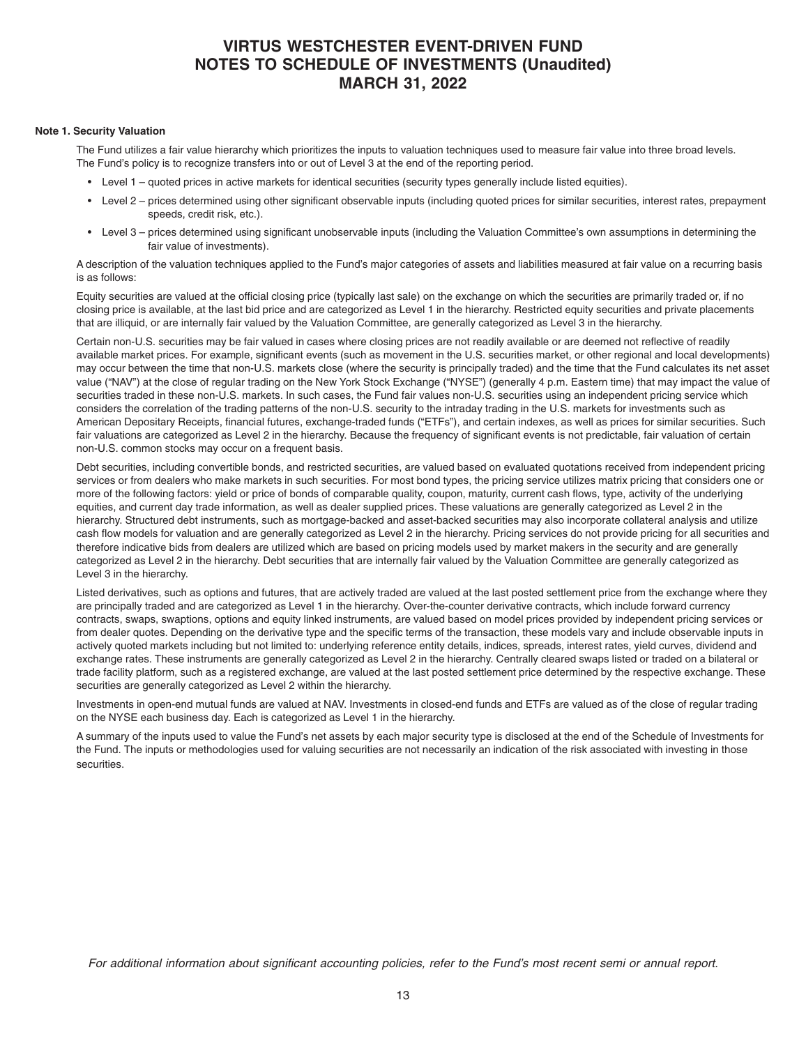# VIRTUS WESTCHESTER EVENT-DRIVEN FUND
# NOTES TO SCHEDULE OF INVESTMENTS (Unaudited)
# MARCH 31, 2022

**Note 1. Security Valuation**

The Fund utilizes a fair value hierarchy which prioritizes the inputs to valuation techniques used to measure fair value into three broad levels. The Fund's policy is to recognize transfers into or out of Level 3 at the end of the reporting period.

- Level 1 – quoted prices in active markets for identical securities (security types generally include listed equities).
- Level 2 – prices determined using other significant observable inputs (including quoted prices for similar securities, interest rates, prepayment speeds, credit risk, etc.).
- Level 3 – prices determined using significant unobservable inputs (including the Valuation Committee's own assumptions in determining the fair value of investments).

A description of the valuation techniques applied to the Fund's major categories of assets and liabilities measured at fair value on a recurring basis is as follows:

Equity securities are valued at the official closing price (typically last sale) on the exchange on which the securities are primarily traded or, if no closing price is available, at the last bid price and are categorized as Level 1 in the hierarchy. Restricted equity securities and private placements that are illiquid, or are internally fair valued by the Valuation Committee, are generally categorized as Level 3 in the hierarchy.

Certain non-U.S. securities may be fair valued in cases where closing prices are not readily available or are deemed not reflective of readily available market prices. For example, significant events (such as movement in the U.S. securities market, or other regional and local developments) may occur between the time that non-U.S. markets close (where the security is principally traded) and the time that the Fund calculates its net asset value ("NAV") at the close of regular trading on the New York Stock Exchange ("NYSE") (generally 4 p.m. Eastern time) that may impact the value of securities traded in these non-U.S. markets. In such cases, the Fund fair values non-U.S. securities using an independent pricing service which considers the correlation of the trading patterns of the non-U.S. security to the intraday trading in the U.S. markets for investments such as American Depositary Receipts, financial futures, exchange-traded funds ("ETFs"), and certain indexes, as well as prices for similar securities. Such fair valuations are categorized as Level 2 in the hierarchy. Because the frequency of significant events is not predictable, fair valuation of certain non-U.S. common stocks may occur on a frequent basis.

Debt securities, including convertible bonds, and restricted securities, are valued based on evaluated quotations received from independent pricing services or from dealers who make markets in such securities. For most bond types, the pricing service utilizes matrix pricing that considers one or more of the following factors: yield or price of bonds of comparable quality, coupon, maturity, current cash flows, type, activity of the underlying equities, and current day trade information, as well as dealer supplied prices. These valuations are generally categorized as Level 2 in the hierarchy. Structured debt instruments, such as mortgage-backed and asset-backed securities may also incorporate collateral analysis and utilize cash flow models for valuation and are generally categorized as Level 2 in the hierarchy. Pricing services do not provide pricing for all securities and therefore indicative bids from dealers are utilized which are based on pricing models used by market makers in the security and are generally categorized as Level 2 in the hierarchy. Debt securities that are internally fair valued by the Valuation Committee are generally categorized as Level 3 in the hierarchy.

Listed derivatives, such as options and futures, that are actively traded are valued at the last posted settlement price from the exchange where they are principally traded and are categorized as Level 1 in the hierarchy. Over-the-counter derivative contracts, which include forward currency contracts, swaps, swaptions, options and equity linked instruments, are valued based on model prices provided by independent pricing services or from dealer quotes. Depending on the derivative type and the specific terms of the transaction, these models vary and include observable inputs in actively quoted markets including but not limited to: underlying reference entity details, indices, spreads, interest rates, yield curves, dividend and exchange rates. These instruments are generally categorized as Level 2 in the hierarchy. Centrally cleared swaps listed or traded on a bilateral or trade facility platform, such as a registered exchange, are valued at the last posted settlement price determined by the respective exchange. These securities are generally categorized as Level 2 within the hierarchy.

Investments in open-end mutual funds are valued at NAV. Investments in closed-end funds and ETFs are valued as of the close of regular trading on the NYSE each business day. Each is categorized as Level 1 in the hierarchy.

A summary of the inputs used to value the Fund's net assets by each major security type is disclosed at the end of the Schedule of Investments for the Fund. The inputs or methodologies used for valuing securities are not necessarily an indication of the risk associated with investing in those securities.

*For additional information about significant accounting policies, refer to the Fund's most recent semi or annual report.*